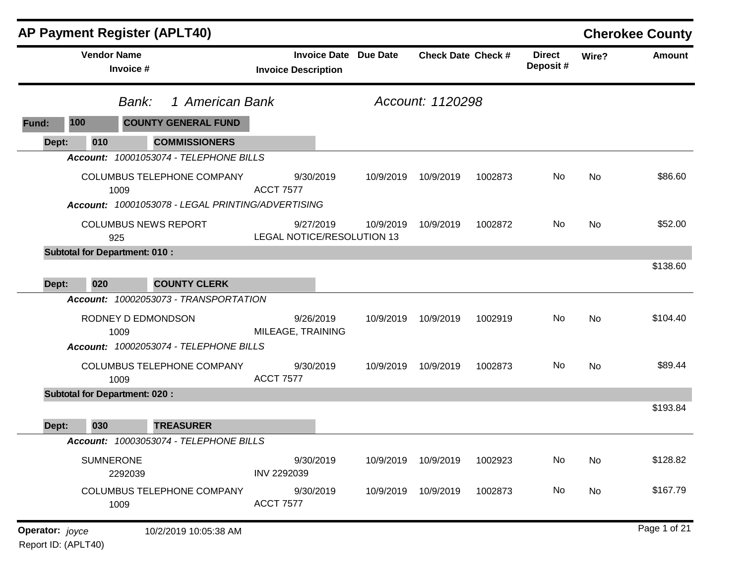# AP Payment Register (APLT40)

**Cherokee County**

| Vendor Name / Invoice # | Invoice Date / Invoice Description | Due Date | Check Date | Check # | Direct Deposit # | Wire? | Amount |
|---|---|---|---|---|---|---|---|

*Bank:* *1 American Bank* *Account: 1120298*

**Fund: 100 COUNTY GENERAL FUND**

**Dept: 010 COMMISSIONERS**

***Account:*** *10001053074 - TELEPHONE BILLS*

| Vendor Name / Invoice # | Invoice Date / Invoice Description | Due Date | Check Date | Check # | Direct Deposit # | Wire? | Amount |
|---|---|---|---|---|---|---|---|
| COLUMBUS TELEPHONE COMPANY 1009 | 9/30/2019 ACCT 7577 | 10/9/2019 | 10/9/2019 | 1002873 | No | No | $86.60 |

***Account:*** *10001053078 - LEGAL PRINTING/ADVERTISING*

| Vendor Name / Invoice # | Invoice Date / Invoice Description | Due Date | Check Date | Check # | Direct Deposit # | Wire? | Amount |
|---|---|---|---|---|---|---|---|
| COLUMBUS NEWS REPORT 925 | 9/27/2019 LEGAL NOTICE/RESOLUTION 13 | 10/9/2019 | 10/9/2019 | 1002872 | No | No | $52.00 |

**Subtotal for Department: 010 :** $138.60

**Dept: 020 COUNTY CLERK**

***Account:*** *10002053073 - TRANSPORTATION*

| Vendor Name / Invoice # | Invoice Date / Invoice Description | Due Date | Check Date | Check # | Direct Deposit # | Wire? | Amount |
|---|---|---|---|---|---|---|---|
| RODNEY D EDMONDSON 1009 | 9/26/2019 MILEAGE, TRAINING | 10/9/2019 | 10/9/2019 | 1002919 | No | No | $104.40 |

***Account:*** *10002053074 - TELEPHONE BILLS*

| Vendor Name / Invoice # | Invoice Date / Invoice Description | Due Date | Check Date | Check # | Direct Deposit # | Wire? | Amount |
|---|---|---|---|---|---|---|---|
| COLUMBUS TELEPHONE COMPANY 1009 | 9/30/2019 ACCT 7577 | 10/9/2019 | 10/9/2019 | 1002873 | No | No | $89.44 |

**Subtotal for Department: 020 :** $193.84

**Dept: 030 TREASURER**

***Account:*** *10003053074 - TELEPHONE BILLS*

| Vendor Name / Invoice # | Invoice Date / Invoice Description | Due Date | Check Date | Check # | Direct Deposit # | Wire? | Amount |
|---|---|---|---|---|---|---|---|
| SUMNERONE 2292039 | 9/30/2019 INV 2292039 | 10/9/2019 | 10/9/2019 | 1002923 | No | No | $128.82 |
| COLUMBUS TELEPHONE COMPANY 1009 | 9/30/2019 ACCT 7577 | 10/9/2019 | 10/9/2019 | 1002873 | No | No | $167.79 |

**Operator:** *joyce* 10/2/2019 10:05:38 AM

Report ID: (APLT40)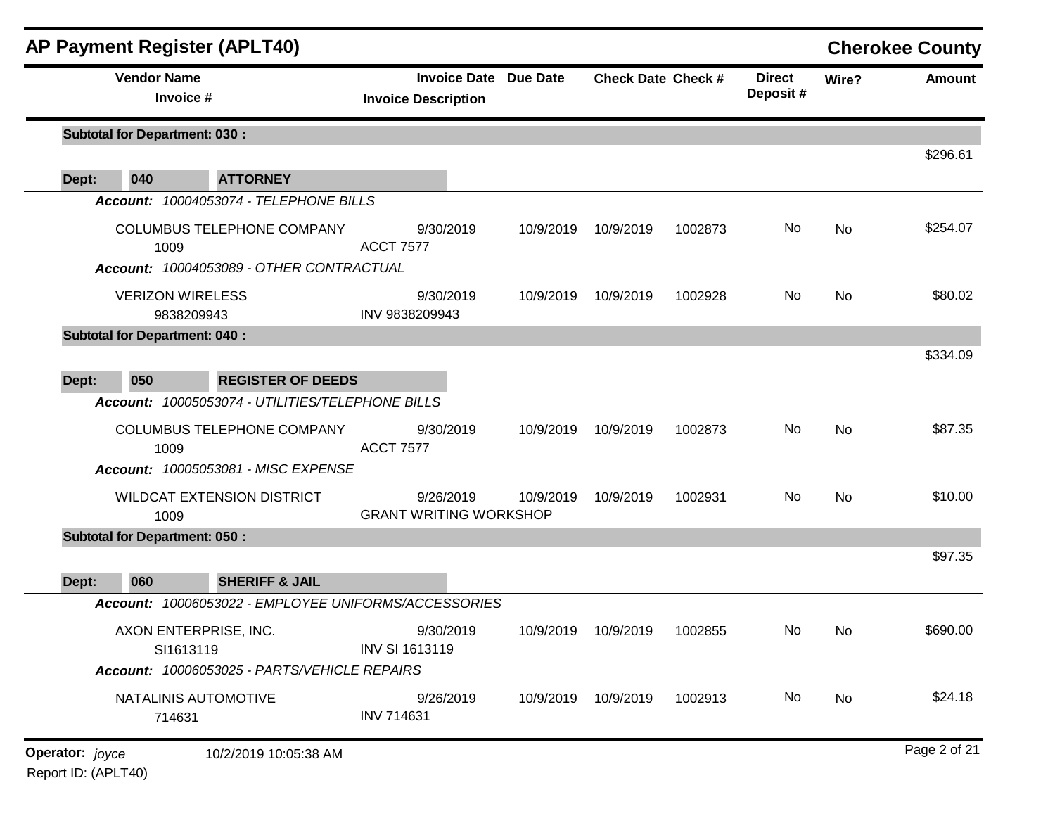# AP Payment Register (APLT40)

**Cherokee County**

| Vendor Name / Invoice # | Invoice Date / Invoice Description | Due Date | Check Date | Check # | Direct Deposit # | Wire? | Amount |
|---|---|---|---|---|---|---|---|
| **Subtotal for Department: 030 :** | | | | | | | $296.61 |
| **Dept: 040 ATTORNEY** | | | | | | | |
| *Account: 10004053074 - TELEPHONE BILLS* | | | | | | | |
| COLUMBUS TELEPHONE COMPANY<br>1009 | 9/30/2019<br>ACCT 7577 | 10/9/2019 | 10/9/2019 | 1002873 | No | No | $254.07 |
| *Account: 10004053089 - OTHER CONTRACTUAL* | | | | | | | |
| VERIZON WIRELESS<br>9838209943 | 9/30/2019<br>INV 9838209943 | 10/9/2019 | 10/9/2019 | 1002928 | No | No | $80.02 |
| **Subtotal for Department: 040 :** | | | | | | | $334.09 |
| **Dept: 050 REGISTER OF DEEDS** | | | | | | | |
| *Account: 10005053074 - UTILITIES/TELEPHONE BILLS* | | | | | | | |
| COLUMBUS TELEPHONE COMPANY<br>1009 | 9/30/2019<br>ACCT 7577 | 10/9/2019 | 10/9/2019 | 1002873 | No | No | $87.35 |
| *Account: 10005053081 - MISC EXPENSE* | | | | | | | |
| WILDCAT EXTENSION DISTRICT<br>1009 | 9/26/2019<br>GRANT WRITING WORKSHOP | 10/9/2019 | 10/9/2019 | 1002931 | No | No | $10.00 |
| **Subtotal for Department: 050 :** | | | | | | | $97.35 |
| **Dept: 060 SHERIFF & JAIL** | | | | | | | |
| *Account: 10006053022 - EMPLOYEE UNIFORMS/ACCESSORIES* | | | | | | | |
| AXON ENTERPRISE, INC.<br>SI1613119 | 9/30/2019<br>INV SI 1613119 | 10/9/2019 | 10/9/2019 | 1002855 | No | No | $690.00 |
| *Account: 10006053025 - PARTS/VEHICLE REPAIRS* | | | | | | | |
| NATALINIS AUTOMOTIVE<br>714631 | 9/26/2019<br>INV 714631 | 10/9/2019 | 10/9/2019 | 1002913 | No | No | $24.18 |

**Operator:** *joyce* 10/2/2019 10:05:38 AM

Report ID: (APLT40)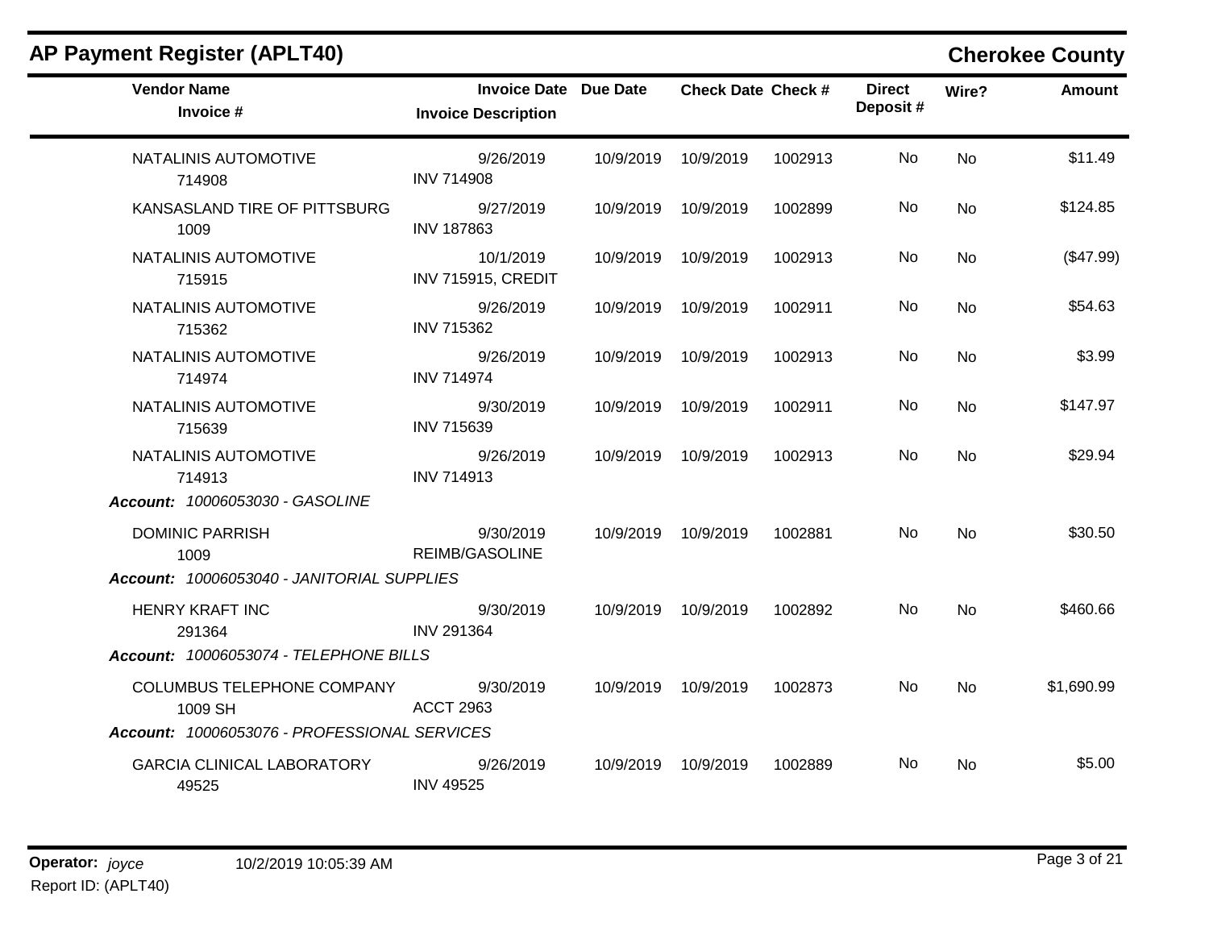## AP Payment Register (APLT40)

## Cherokee County

| Vendor Name / Invoice # | Invoice Date / Invoice Description | Due Date | Check Date | Check # | Direct Deposit # | Wire? | Amount |
|---|---|---|---|---|---|---|---|
| NATALINIS AUTOMOTIVE 714908 | 9/26/2019 INV 714908 | 10/9/2019 | 10/9/2019 | 1002913 | No | No | $11.49 |
| KANSASLAND TIRE OF PITTSBURG 1009 | 9/27/2019 INV 187863 | 10/9/2019 | 10/9/2019 | 1002899 | No | No | $124.85 |
| NATALINIS AUTOMOTIVE 715915 | 10/1/2019 INV 715915, CREDIT | 10/9/2019 | 10/9/2019 | 1002913 | No | No | ($47.99) |
| NATALINIS AUTOMOTIVE 715362 | 9/26/2019 INV 715362 | 10/9/2019 | 10/9/2019 | 1002911 | No | No | $54.63 |
| NATALINIS AUTOMOTIVE 714974 | 9/26/2019 INV 714974 | 10/9/2019 | 10/9/2019 | 1002913 | No | No | $3.99 |
| NATALINIS AUTOMOTIVE 715639 | 9/30/2019 INV 715639 | 10/9/2019 | 10/9/2019 | 1002911 | No | No | $147.97 |
| NATALINIS AUTOMOTIVE 714913 | 9/26/2019 INV 714913 | 10/9/2019 | 10/9/2019 | 1002913 | No | No | $29.94 |
| ***Account:*** *10006053030 - GASOLINE* | | | | | | | |
| DOMINIC PARRISH 1009 | 9/30/2019 REIMB/GASOLINE | 10/9/2019 | 10/9/2019 | 1002881 | No | No | $30.50 |
| ***Account:*** *10006053040 - JANITORIAL SUPPLIES* | | | | | | | |
| HENRY KRAFT INC 291364 | 9/30/2019 INV 291364 | 10/9/2019 | 10/9/2019 | 1002892 | No | No | $460.66 |
| ***Account:*** *10006053074 - TELEPHONE BILLS* | | | | | | | |
| COLUMBUS TELEPHONE COMPANY 1009 SH | 9/30/2019 ACCT 2963 | 10/9/2019 | 10/9/2019 | 1002873 | No | No | $1,690.99 |
| ***Account:*** *10006053076 - PROFESSIONAL SERVICES* | | | | | | | |
| GARCIA CLINICAL LABORATORY 49525 | 9/26/2019 INV 49525 | 10/9/2019 | 10/9/2019 | 1002889 | No | No | $5.00 |

**Operator:** *joyce* 10/2/2019 10:05:39 AM

Report ID: (APLT40)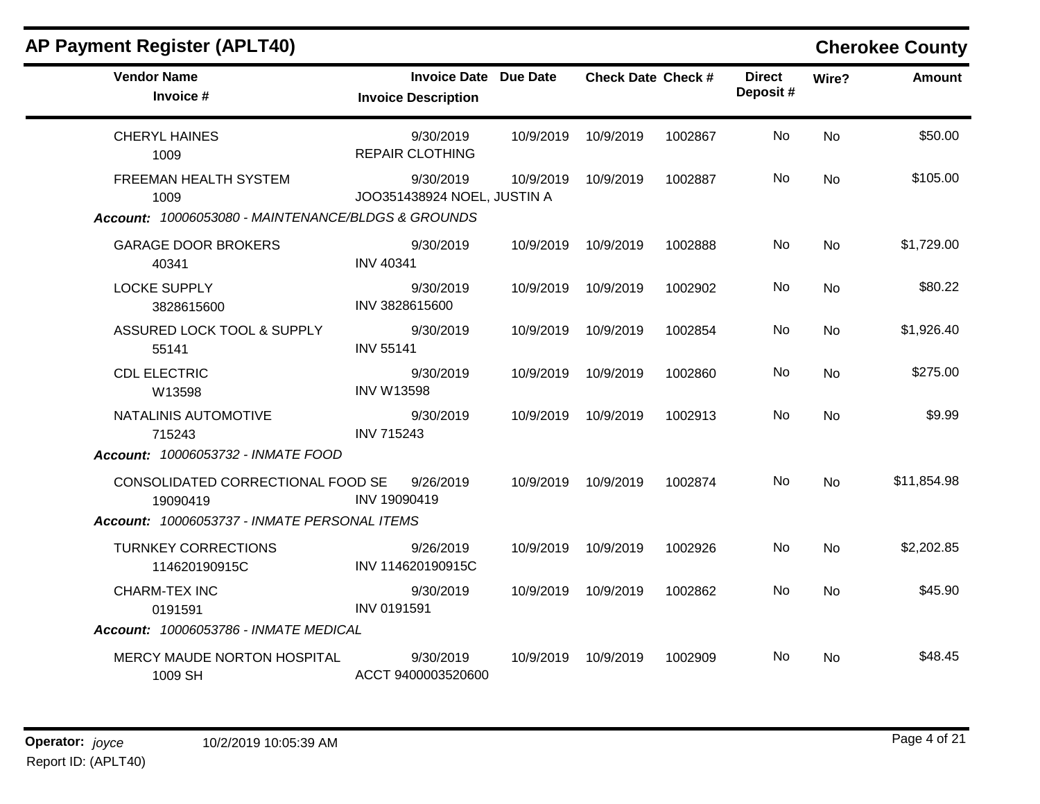## AP Payment Register (APLT40)

**Cherokee County**

| Vendor Name / Invoice # | Invoice Date / Invoice Description | Due Date | Check Date | Check # | Direct Deposit # | Wire? | Amount |
|---|---|---|---|---|---|---|---|
| CHERYL HAINES<br>1009 | 9/30/2019<br>REPAIR CLOTHING | 10/9/2019 | 10/9/2019 | 1002867 | No | No | $50.00 |
| FREEMAN HEALTH SYSTEM<br>1009 | 9/30/2019<br>JOO351438924 NOEL, JUSTIN A | 10/9/2019 | 10/9/2019 | 1002887 | No | No | $105.00 |
| ***Account:** 10006053080 - MAINTENANCE/BLDGS & GROUNDS* | | | | | | | |
| GARAGE DOOR BROKERS<br>40341 | 9/30/2019<br>INV 40341 | 10/9/2019 | 10/9/2019 | 1002888 | No | No | $1,729.00 |
| LOCKE SUPPLY<br>3828615600 | 9/30/2019<br>INV 3828615600 | 10/9/2019 | 10/9/2019 | 1002902 | No | No | $80.22 |
| ASSURED LOCK TOOL & SUPPLY<br>55141 | 9/30/2019<br>INV 55141 | 10/9/2019 | 10/9/2019 | 1002854 | No | No | $1,926.40 |
| CDL ELECTRIC<br>W13598 | 9/30/2019<br>INV W13598 | 10/9/2019 | 10/9/2019 | 1002860 | No | No | $275.00 |
| NATALINIS AUTOMOTIVE<br>715243 | 9/30/2019<br>INV 715243 | 10/9/2019 | 10/9/2019 | 1002913 | No | No | $9.99 |
| ***Account:** 10006053732 - INMATE FOOD* | | | | | | | |
| CONSOLIDATED CORRECTIONAL FOOD SE<br>19090419 | 9/26/2019<br>INV 19090419 | 10/9/2019 | 10/9/2019 | 1002874 | No | No | $11,854.98 |
| ***Account:** 10006053737 - INMATE PERSONAL ITEMS* | | | | | | | |
| TURNKEY CORRECTIONS<br>114620190915C | 9/26/2019<br>INV 114620190915C | 10/9/2019 | 10/9/2019 | 1002926 | No | No | $2,202.85 |
| CHARM-TEX INC<br>0191591 | 9/30/2019<br>INV 0191591 | 10/9/2019 | 10/9/2019 | 1002862 | No | No | $45.90 |
| ***Account:** 10006053786 - INMATE MEDICAL* | | | | | | | |
| MERCY MAUDE NORTON HOSPITAL<br>1009 SH | 9/30/2019<br>ACCT 9400003520600 | 10/9/2019 | 10/9/2019 | 1002909 | No | No | $48.45 |

**Operator:** *joyce* 10/2/2019 10:05:39 AM
Report ID: (APLT40)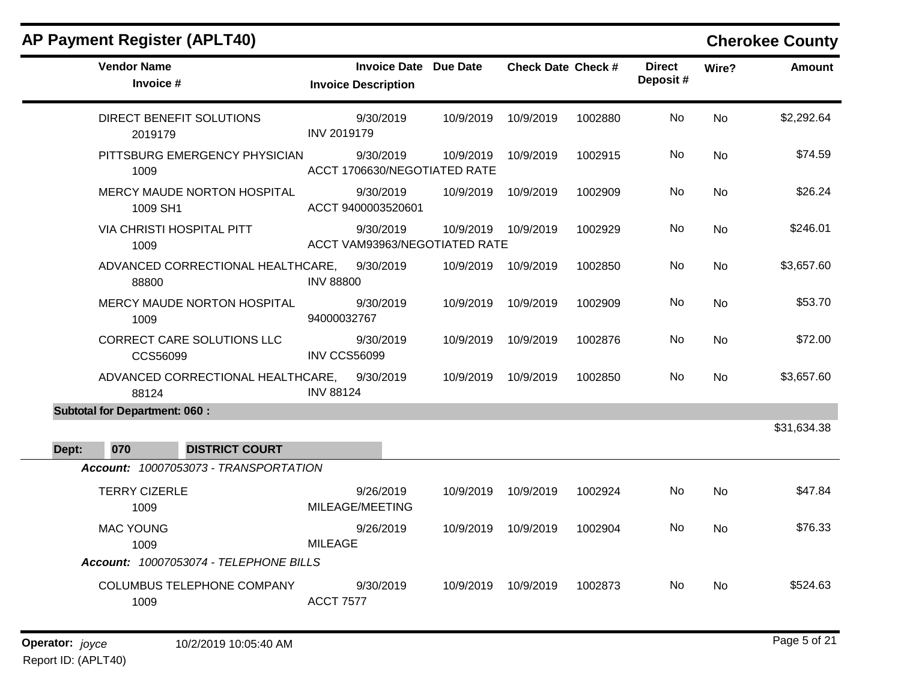## AP Payment Register (APLT40)

**Cherokee County**

| Vendor Name / Invoice # | Invoice Date / Invoice Description | Due Date | Check Date | Check # | Direct Deposit # | Wire? | Amount |
|---|---|---|---|---|---|---|---|
| DIRECT BENEFIT SOLUTIONS<br>2019179 | 9/30/2019<br>INV 2019179 | 10/9/2019 | 10/9/2019 | 1002880 | No | No | $2,292.64 |
| PITTSBURG EMERGENCY PHYSICIAN<br>1009 | 9/30/2019<br>ACCT 1706630/NEGOTIATED RATE | 10/9/2019 | 10/9/2019 | 1002915 | No | No | $74.59 |
| MERCY MAUDE NORTON HOSPITAL<br>1009 SH1 | 9/30/2019<br>ACCT 9400003520601 | 10/9/2019 | 10/9/2019 | 1002909 | No | No | $26.24 |
| VIA CHRISTI HOSPITAL PITT<br>1009 | 9/30/2019<br>ACCT VAM93963/NEGOTIATED RATE | 10/9/2019 | 10/9/2019 | 1002929 | No | No | $246.01 |
| ADVANCED CORRECTIONAL HEALTHCARE,<br>88800 | 9/30/2019<br>INV 88800 | 10/9/2019 | 10/9/2019 | 1002850 | No | No | $3,657.60 |
| MERCY MAUDE NORTON HOSPITAL<br>1009 | 9/30/2019<br>94000032767 | 10/9/2019 | 10/9/2019 | 1002909 | No | No | $53.70 |
| CORRECT CARE SOLUTIONS LLC<br>CCS56099 | 9/30/2019<br>INV CCS56099 | 10/9/2019 | 10/9/2019 | 1002876 | No | No | $72.00 |
| ADVANCED CORRECTIONAL HEALTHCARE,<br>88124 | 9/30/2019<br>INV 88124 | 10/9/2019 | 10/9/2019 | 1002850 | No | No | $3,657.60 |
| **Subtotal for Department: 060 :** | | | | | | | $31,634.38 |

**Dept: 070 DISTRICT COURT**

***Account:*** *10007053073 - TRANSPORTATION*

| Vendor Name / Invoice # | Invoice Date / Invoice Description | Due Date | Check Date | Check # | Direct Deposit # | Wire? | Amount |
|---|---|---|---|---|---|---|---|
| TERRY CIZERLE<br>1009 | 9/26/2019<br>MILEAGE/MEETING | 10/9/2019 | 10/9/2019 | 1002924 | No | No | $47.84 |
| MAC YOUNG<br>1009 | 9/26/2019<br>MILEAGE | 10/9/2019 | 10/9/2019 | 1002904 | No | No | $76.33 |

***Account:*** *10007053074 - TELEPHONE BILLS*

| Vendor Name / Invoice # | Invoice Date / Invoice Description | Due Date | Check Date | Check # | Direct Deposit # | Wire? | Amount |
|---|---|---|---|---|---|---|---|
| COLUMBUS TELEPHONE COMPANY<br>1009 | 9/30/2019<br>ACCT 7577 | 10/9/2019 | 10/9/2019 | 1002873 | No | No | $524.63 |

**Operator:** *joyce* 10/2/2019 10:05:40 AM

Report ID: (APLT40)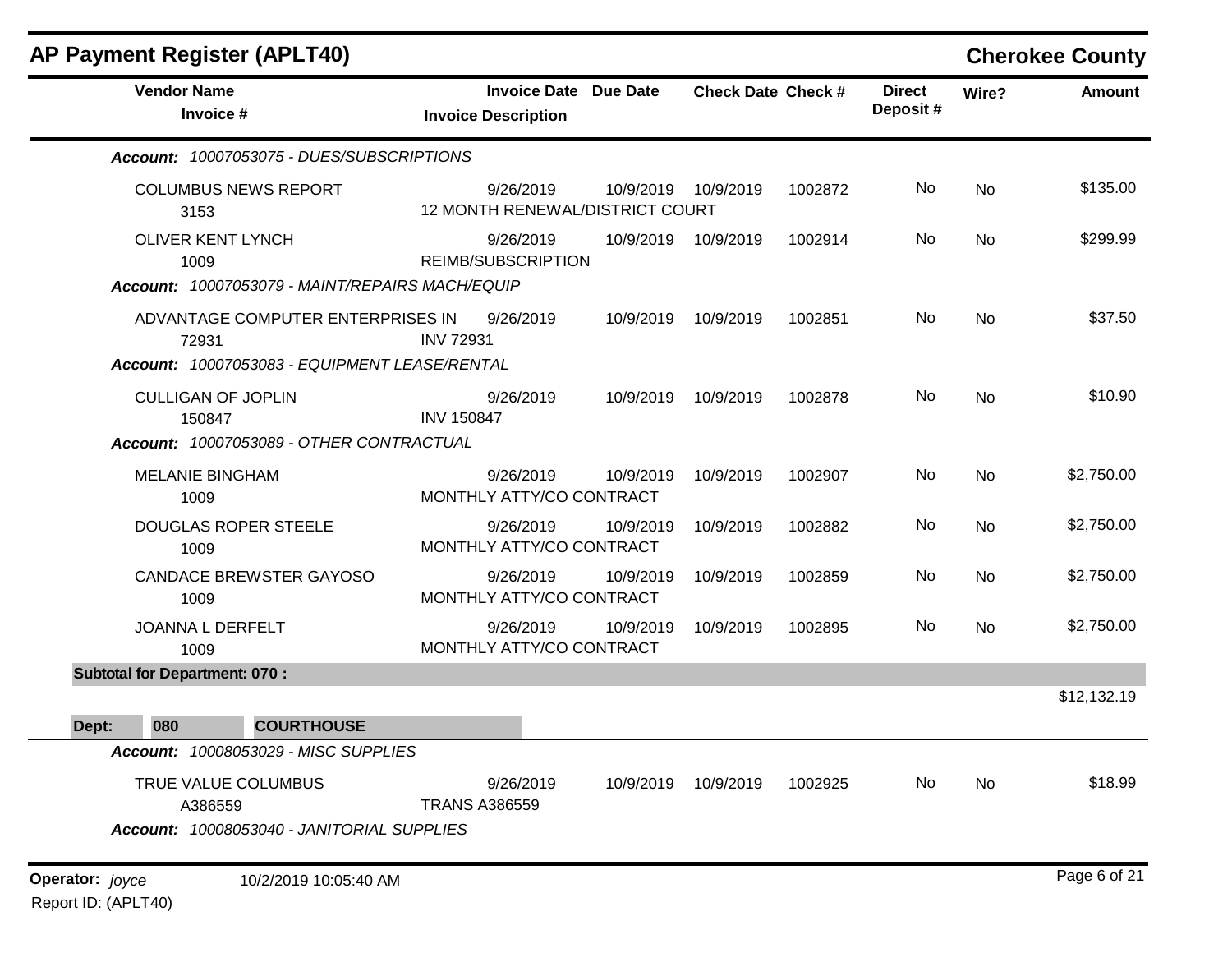# AP Payment Register (APLT40)

## Cherokee County

| Vendor Name / Invoice # | Invoice Date / Invoice Description | Due Date | Check Date | Check # | Direct Deposit # | Wire? | Amount |
|---|---|---|---|---|---|---|---|
| ***Account: 10007053075 - DUES/SUBSCRIPTIONS*** | | | | | | | |
| COLUMBUS NEWS REPORT<br>3153 | 9/26/2019<br>12 MONTH RENEWAL/DISTRICT COURT | 10/9/2019 | 10/9/2019 | 1002872 | No | No | $135.00 |
| OLIVER KENT LYNCH<br>1009 | 9/26/2019<br>REIMB/SUBSCRIPTION | 10/9/2019 | 10/9/2019 | 1002914 | No | No | $299.99 |
| ***Account: 10007053079 - MAINT/REPAIRS MACH/EQUIP*** | | | | | | | |
| ADVANTAGE COMPUTER ENTERPRISES IN<br>72931 | 9/26/2019<br>INV 72931 | 10/9/2019 | 10/9/2019 | 1002851 | No | No | $37.50 |
| ***Account: 10007053083 - EQUIPMENT LEASE/RENTAL*** | | | | | | | |
| CULLIGAN OF JOPLIN<br>150847 | 9/26/2019<br>INV 150847 | 10/9/2019 | 10/9/2019 | 1002878 | No | No | $10.90 |
| ***Account: 10007053089 - OTHER CONTRACTUAL*** | | | | | | | |
| MELANIE BINGHAM<br>1009 | 9/26/2019<br>MONTHLY ATTY/CO CONTRACT | 10/9/2019 | 10/9/2019 | 1002907 | No | No | $2,750.00 |
| DOUGLAS ROPER STEELE<br>1009 | 9/26/2019<br>MONTHLY ATTY/CO CONTRACT | 10/9/2019 | 10/9/2019 | 1002882 | No | No | $2,750.00 |
| CANDACE BREWSTER GAYOSO<br>1009 | 9/26/2019<br>MONTHLY ATTY/CO CONTRACT | 10/9/2019 | 10/9/2019 | 1002859 | No | No | $2,750.00 |
| JOANNA L DERFELT<br>1009 | 9/26/2019<br>MONTHLY ATTY/CO CONTRACT | 10/9/2019 | 10/9/2019 | 1002895 | No | No | $2,750.00 |
| **Subtotal for Department: 070 :** | | | | | | | $12,132.19 |
| **Dept: 080 COURTHOUSE** | | | | | | | |
| ***Account: 10008053029 - MISC SUPPLIES*** | | | | | | | |
| TRUE VALUE COLUMBUS<br>A386559 | 9/26/2019<br>TRANS A386559 | 10/9/2019 | 10/9/2019 | 1002925 | No | No | $18.99 |
| ***Account: 10008053040 - JANITORIAL SUPPLIES*** | | | | | | | |

**Operator:** *joyce* 10/2/2019 10:05:40 AM

Report ID: (APLT40)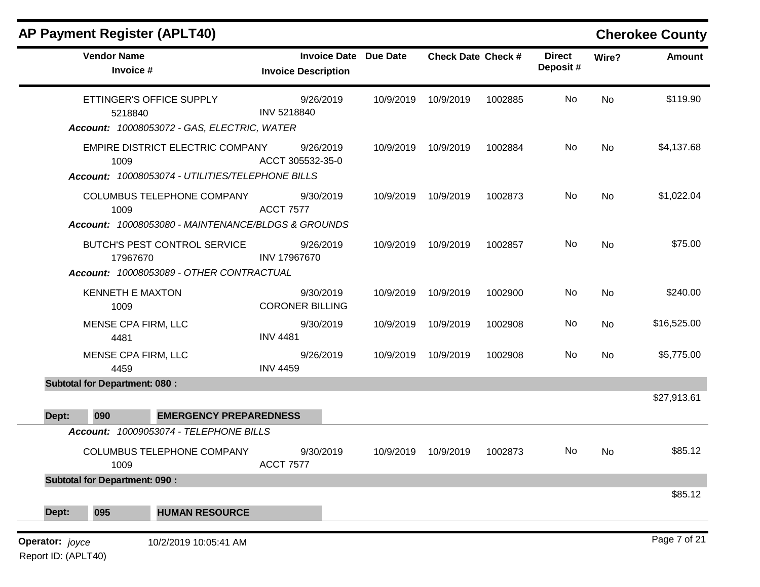## AP Payment Register (APLT40)

**Cherokee County**

| Vendor Name / Invoice # | Invoice Date / Invoice Description | Due Date | Check Date | Check # | Direct Deposit # | Wire? | Amount |
|---|---|---|---|---|---|---|---|
| ETTINGER'S OFFICE SUPPLY 5218840 | 9/26/2019 INV 5218840 | 10/9/2019 | 10/9/2019 | 1002885 | No | No | $119.90 |
| ***Account:*** *10008053072 - GAS, ELECTRIC, WATER* | | | | | | | |
| EMPIRE DISTRICT ELECTRIC COMPANY 1009 | 9/26/2019 ACCT 305532-35-0 | 10/9/2019 | 10/9/2019 | 1002884 | No | No | $4,137.68 |
| ***Account:*** *10008053074 - UTILITIES/TELEPHONE BILLS* | | | | | | | |
| COLUMBUS TELEPHONE COMPANY 1009 | 9/30/2019 ACCT 7577 | 10/9/2019 | 10/9/2019 | 1002873 | No | No | $1,022.04 |
| ***Account:*** *10008053080 - MAINTENANCE/BLDGS & GROUNDS* | | | | | | | |
| BUTCH'S PEST CONTROL SERVICE 17967670 | 9/26/2019 INV 17967670 | 10/9/2019 | 10/9/2019 | 1002857 | No | No | $75.00 |
| ***Account:*** *10008053089 - OTHER CONTRACTUAL* | | | | | | | |
| KENNETH E MAXTON 1009 | 9/30/2019 CORONER BILLING | 10/9/2019 | 10/9/2019 | 1002900 | No | No | $240.00 |
| MENSE CPA FIRM, LLC 4481 | 9/30/2019 INV 4481 | 10/9/2019 | 10/9/2019 | 1002908 | No | No | $16,525.00 |
| MENSE CPA FIRM, LLC 4459 | 9/26/2019 INV 4459 | 10/9/2019 | 10/9/2019 | 1002908 | No | No | $5,775.00 |
| **Subtotal for Department: 080 :** | | | | | | | $27,913.61 |
| **Dept: 090 EMERGENCY PREPAREDNESS** | | | | | | | |
| ***Account:*** *10009053074 - TELEPHONE BILLS* | | | | | | | |
| COLUMBUS TELEPHONE COMPANY 1009 | 9/30/2019 ACCT 7577 | 10/9/2019 | 10/9/2019 | 1002873 | No | No | $85.12 |
| **Subtotal for Department: 090 :** | | | | | | | $85.12 |
| **Dept: 095 HUMAN RESOURCE** | | | | | | | |

**Operator:** *joyce* 10/2/2019 10:05:41 AM

Report ID: (APLT40)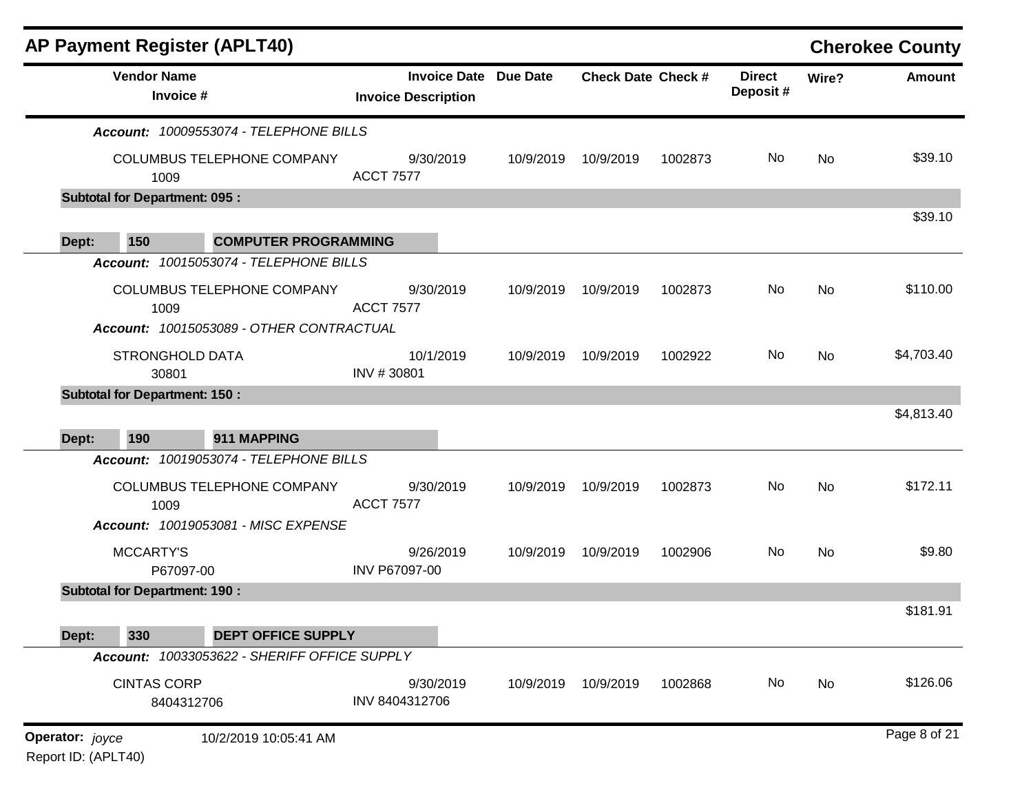## AP Payment Register (APLT40)

**Cherokee County**

| Vendor Name / Invoice # | Invoice Date / Invoice Description | Due Date | Check Date | Check # | Direct Deposit # | Wire? | Amount |
|---|---|---|---|---|---|---|---|
| ***Account:*** *10009553074 - TELEPHONE BILLS* | | | | | | | |
| COLUMBUS TELEPHONE COMPANY 1009 | 9/30/2019 ACCT 7577 | 10/9/2019 | 10/9/2019 | 1002873 | No | No | $39.10 |
| **Subtotal for Department: 095 :** | | | | | | | $39.10 |
| **Dept: 150 COMPUTER PROGRAMMING** | | | | | | | |
| ***Account:*** *10015053074 - TELEPHONE BILLS* | | | | | | | |
| COLUMBUS TELEPHONE COMPANY 1009 | 9/30/2019 ACCT 7577 | 10/9/2019 | 10/9/2019 | 1002873 | No | No | $110.00 |
| ***Account:*** *10015053089 - OTHER CONTRACTUAL* | | | | | | | |
| STRONGHOLD DATA 30801 | 10/1/2019 INV # 30801 | 10/9/2019 | 10/9/2019 | 1002922 | No | No | $4,703.40 |
| **Subtotal for Department: 150 :** | | | | | | | $4,813.40 |
| **Dept: 190 911 MAPPING** | | | | | | | |
| ***Account:*** *10019053074 - TELEPHONE BILLS* | | | | | | | |
| COLUMBUS TELEPHONE COMPANY 1009 | 9/30/2019 ACCT 7577 | 10/9/2019 | 10/9/2019 | 1002873 | No | No | $172.11 |
| ***Account:*** *10019053081 - MISC EXPENSE* | | | | | | | |
| MCCARTY'S P67097-00 | 9/26/2019 INV P67097-00 | 10/9/2019 | 10/9/2019 | 1002906 | No | No | $9.80 |
| **Subtotal for Department: 190 :** | | | | | | | $181.91 |
| **Dept: 330 DEPT OFFICE SUPPLY** | | | | | | | |
| ***Account:*** *10033053622 - SHERIFF OFFICE SUPPLY* | | | | | | | |
| CINTAS CORP 8404312706 | 9/30/2019 INV 8404312706 | 10/9/2019 | 10/9/2019 | 1002868 | No | No | $126.06 |

**Operator:** *joyce* 10/2/2019 10:05:41 AM

Report ID: (APLT40)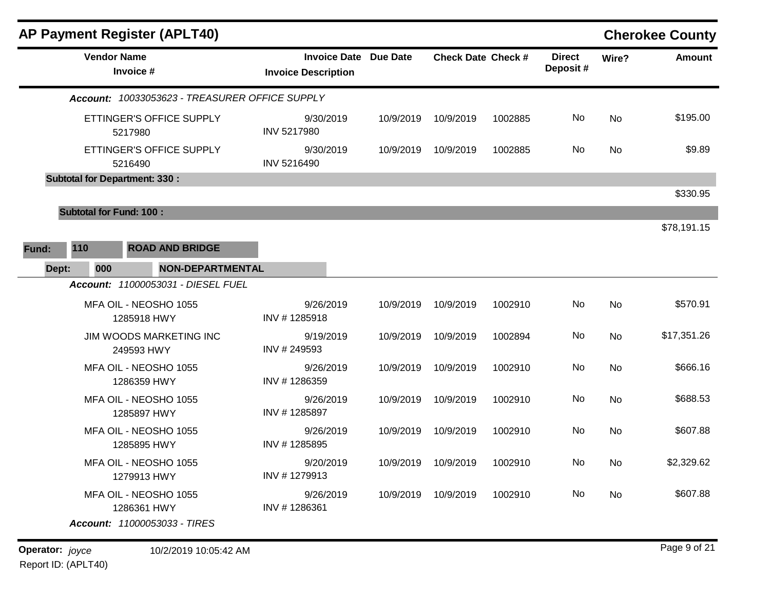## AP Payment Register (APLT40)

**Cherokee County**

| Vendor Name / Invoice # | Invoice Date / Invoice Description | Due Date | Check Date | Check # | Direct Deposit # | Wire? | Amount |
|---|---|---|---|---|---|---|---|
| ***Account:*** *10033053623 - TREASURER OFFICE SUPPLY* | | | | | | | |
| ETTINGER'S OFFICE SUPPLY 5217980 | 9/30/2019 INV 5217980 | 10/9/2019 | 10/9/2019 | 1002885 | No | No | $195.00 |
| ETTINGER'S OFFICE SUPPLY 5216490 | 9/30/2019 INV 5216490 | 10/9/2019 | 10/9/2019 | 1002885 | No | No | $9.89 |
| **Subtotal for Department: 330 :** | | | | | | | $330.95 |
| **Subtotal for Fund: 100 :** | | | | | | | $78,191.15 |
| **Fund: 110 ROAD AND BRIDGE** | | | | | | | |
| **Dept: 000 NON-DEPARTMENTAL** | | | | | | | |
| ***Account:*** *11000053031 - DIESEL FUEL* | | | | | | | |
| MFA OIL - NEOSHO 1055 1285918 HWY | 9/26/2019 INV # 1285918 | 10/9/2019 | 10/9/2019 | 1002910 | No | No | $570.91 |
| JIM WOODS MARKETING INC 249593 HWY | 9/19/2019 INV # 249593 | 10/9/2019 | 10/9/2019 | 1002894 | No | No | $17,351.26 |
| MFA OIL - NEOSHO 1055 1286359 HWY | 9/26/2019 INV # 1286359 | 10/9/2019 | 10/9/2019 | 1002910 | No | No | $666.16 |
| MFA OIL - NEOSHO 1055 1285897 HWY | 9/26/2019 INV # 1285897 | 10/9/2019 | 10/9/2019 | 1002910 | No | No | $688.53 |
| MFA OIL - NEOSHO 1055 1285895 HWY | 9/26/2019 INV # 1285895 | 10/9/2019 | 10/9/2019 | 1002910 | No | No | $607.88 |
| MFA OIL - NEOSHO 1055 1279913 HWY | 9/20/2019 INV # 1279913 | 10/9/2019 | 10/9/2019 | 1002910 | No | No | $2,329.62 |
| MFA OIL - NEOSHO 1055 1286361 HWY | 9/26/2019 INV # 1286361 | 10/9/2019 | 10/9/2019 | 1002910 | No | No | $607.88 |
| ***Account:*** *11000053033 - TIRES* | | | | | | | |

**Operator:** *joyce* 10/2/2019 10:05:42 AM

Report ID: (APLT40)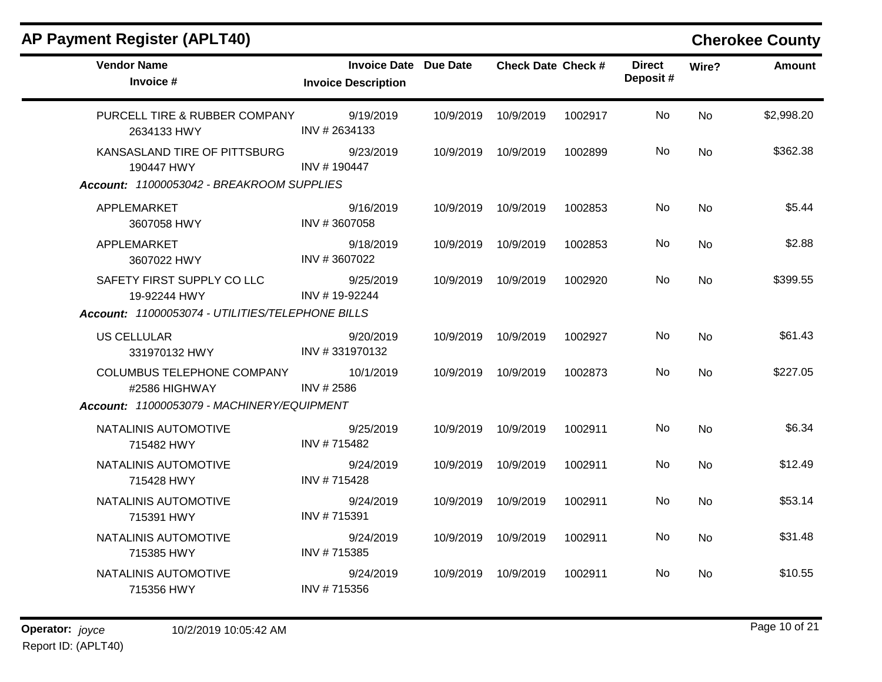## AP Payment Register (APLT40)

**Cherokee County**

| Vendor Name / Invoice # | Invoice Date / Invoice Description | Due Date | Check Date | Check # | Direct Deposit # | Wire? | Amount |
|---|---|---|---|---|---|---|---|
| PURCELL TIRE & RUBBER COMPANY<br>2634133 HWY | 9/19/2019<br>INV # 2634133 | 10/9/2019 | 10/9/2019 | 1002917 | No | No | $2,998.20 |
| KANSASLAND TIRE OF PITTSBURG<br>190447 HWY | 9/23/2019<br>INV # 190447 | 10/9/2019 | 10/9/2019 | 1002899 | No | No | $362.38 |
| ***Account:** 11000053042 - BREAKROOM SUPPLIES* | | | | | | | |
| APPLEMARKET<br>3607058 HWY | 9/16/2019<br>INV # 3607058 | 10/9/2019 | 10/9/2019 | 1002853 | No | No | $5.44 |
| APPLEMARKET<br>3607022 HWY | 9/18/2019<br>INV # 3607022 | 10/9/2019 | 10/9/2019 | 1002853 | No | No | $2.88 |
| SAFETY FIRST SUPPLY CO LLC<br>19-92244 HWY | 9/25/2019<br>INV # 19-92244 | 10/9/2019 | 10/9/2019 | 1002920 | No | No | $399.55 |
| ***Account:** 11000053074 - UTILITIES/TELEPHONE BILLS* | | | | | | | |
| US CELLULAR<br>331970132 HWY | 9/20/2019<br>INV # 331970132 | 10/9/2019 | 10/9/2019 | 1002927 | No | No | $61.43 |
| COLUMBUS TELEPHONE COMPANY<br>#2586 HIGHWAY | 10/1/2019<br>INV # 2586 | 10/9/2019 | 10/9/2019 | 1002873 | No | No | $227.05 |
| ***Account:** 11000053079 - MACHINERY/EQUIPMENT* | | | | | | | |
| NATALINIS AUTOMOTIVE<br>715482 HWY | 9/25/2019<br>INV # 715482 | 10/9/2019 | 10/9/2019 | 1002911 | No | No | $6.34 |
| NATALINIS AUTOMOTIVE<br>715428 HWY | 9/24/2019<br>INV # 715428 | 10/9/2019 | 10/9/2019 | 1002911 | No | No | $12.49 |
| NATALINIS AUTOMOTIVE<br>715391 HWY | 9/24/2019<br>INV # 715391 | 10/9/2019 | 10/9/2019 | 1002911 | No | No | $53.14 |
| NATALINIS AUTOMOTIVE<br>715385 HWY | 9/24/2019<br>INV # 715385 | 10/9/2019 | 10/9/2019 | 1002911 | No | No | $31.48 |
| NATALINIS AUTOMOTIVE<br>715356 HWY | 9/24/2019<br>INV # 715356 | 10/9/2019 | 10/9/2019 | 1002911 | No | No | $10.55 |

**Operator:** *joyce* 10/2/2019 10:05:42 AM
Report ID: (APLT40)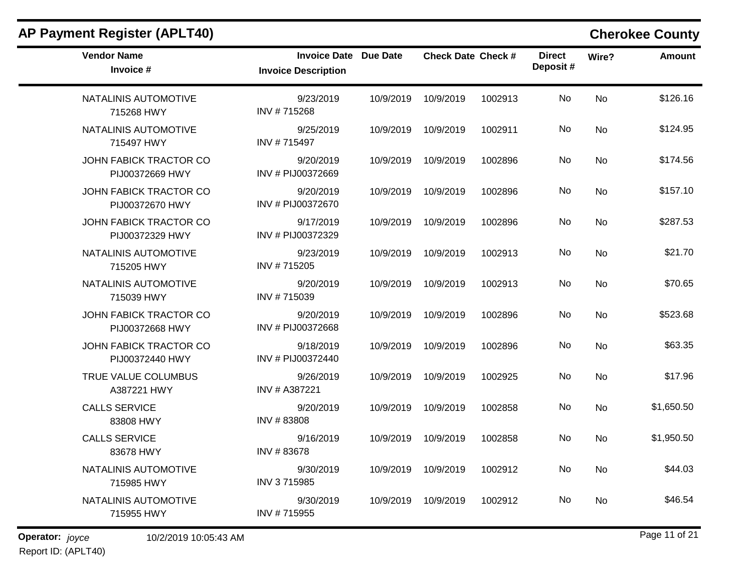## AP Payment Register (APLT40)

**Cherokee County**

| Vendor Name / Invoice # | Invoice Date / Invoice Description | Due Date | Check Date | Check # | Direct Deposit # | Wire? | Amount |
|---|---|---|---|---|---|---|---|
| NATALINIS AUTOMOTIVE<br>715268 HWY | 9/23/2019<br>INV # 715268 | 10/9/2019 | 10/9/2019 | 1002913 | No | No | $126.16 |
| NATALINIS AUTOMOTIVE<br>715497 HWY | 9/25/2019<br>INV # 715497 | 10/9/2019 | 10/9/2019 | 1002911 | No | No | $124.95 |
| JOHN FABICK TRACTOR CO<br>PIJ00372669 HWY | 9/20/2019<br>INV # PIJ00372669 | 10/9/2019 | 10/9/2019 | 1002896 | No | No | $174.56 |
| JOHN FABICK TRACTOR CO<br>PIJ00372670 HWY | 9/20/2019<br>INV # PIJ00372670 | 10/9/2019 | 10/9/2019 | 1002896 | No | No | $157.10 |
| JOHN FABICK TRACTOR CO<br>PIJ00372329 HWY | 9/17/2019<br>INV # PIJ00372329 | 10/9/2019 | 10/9/2019 | 1002896 | No | No | $287.53 |
| NATALINIS AUTOMOTIVE<br>715205 HWY | 9/23/2019<br>INV # 715205 | 10/9/2019 | 10/9/2019 | 1002913 | No | No | $21.70 |
| NATALINIS AUTOMOTIVE<br>715039 HWY | 9/20/2019<br>INV # 715039 | 10/9/2019 | 10/9/2019 | 1002913 | No | No | $70.65 |
| JOHN FABICK TRACTOR CO<br>PIJ00372668 HWY | 9/20/2019<br>INV # PIJ00372668 | 10/9/2019 | 10/9/2019 | 1002896 | No | No | $523.68 |
| JOHN FABICK TRACTOR CO<br>PIJ00372440 HWY | 9/18/2019<br>INV # PIJ00372440 | 10/9/2019 | 10/9/2019 | 1002896 | No | No | $63.35 |
| TRUE VALUE COLUMBUS<br>A387221 HWY | 9/26/2019<br>INV # A387221 | 10/9/2019 | 10/9/2019 | 1002925 | No | No | $17.96 |
| CALLS SERVICE<br>83808 HWY | 9/20/2019<br>INV # 83808 | 10/9/2019 | 10/9/2019 | 1002858 | No | No | $1,650.50 |
| CALLS SERVICE<br>83678 HWY | 9/16/2019<br>INV # 83678 | 10/9/2019 | 10/9/2019 | 1002858 | No | No | $1,950.50 |
| NATALINIS AUTOMOTIVE<br>715985 HWY | 9/30/2019<br>INV 3 715985 | 10/9/2019 | 10/9/2019 | 1002912 | No | No | $44.03 |
| NATALINIS AUTOMOTIVE<br>715955 HWY | 9/30/2019<br>INV # 715955 | 10/9/2019 | 10/9/2019 | 1002912 | No | No | $46.54 |

**Operator:** *joyce* 10/2/2019 10:05:43 AM

Report ID: (APLT40)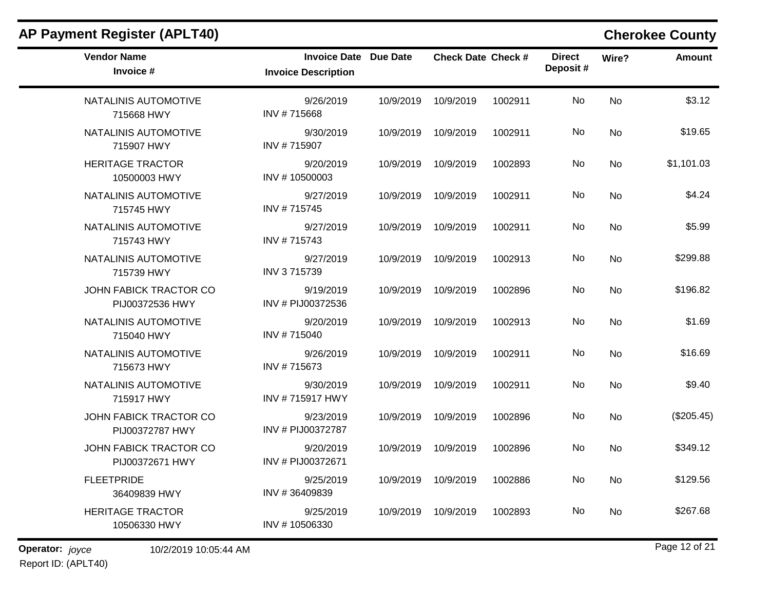## AP Payment Register (APLT40)

**Cherokee County**

| Vendor Name<br>Invoice # | Invoice Date<br>Invoice Description | Due Date | Check Date | Check # | Direct Deposit # | Wire? | Amount |
|---|---|---|---|---|---|---|---|
| NATALINIS AUTOMOTIVE<br>715668 HWY | 9/26/2019<br>INV # 715668 | 10/9/2019 | 10/9/2019 | 1002911 | No | No | $3.12 |
| NATALINIS AUTOMOTIVE<br>715907 HWY | 9/30/2019<br>INV # 715907 | 10/9/2019 | 10/9/2019 | 1002911 | No | No | $19.65 |
| HERITAGE TRACTOR<br>10500003 HWY | 9/20/2019<br>INV # 10500003 | 10/9/2019 | 10/9/2019 | 1002893 | No | No | $1,101.03 |
| NATALINIS AUTOMOTIVE<br>715745 HWY | 9/27/2019<br>INV # 715745 | 10/9/2019 | 10/9/2019 | 1002911 | No | No | $4.24 |
| NATALINIS AUTOMOTIVE<br>715743 HWY | 9/27/2019<br>INV # 715743 | 10/9/2019 | 10/9/2019 | 1002911 | No | No | $5.99 |
| NATALINIS AUTOMOTIVE<br>715739 HWY | 9/27/2019<br>INV 3 715739 | 10/9/2019 | 10/9/2019 | 1002913 | No | No | $299.88 |
| JOHN FABICK TRACTOR CO<br>PIJ00372536 HWY | 9/19/2019<br>INV # PIJ00372536 | 10/9/2019 | 10/9/2019 | 1002896 | No | No | $196.82 |
| NATALINIS AUTOMOTIVE<br>715040 HWY | 9/20/2019<br>INV # 715040 | 10/9/2019 | 10/9/2019 | 1002913 | No | No | $1.69 |
| NATALINIS AUTOMOTIVE<br>715673 HWY | 9/26/2019<br>INV # 715673 | 10/9/2019 | 10/9/2019 | 1002911 | No | No | $16.69 |
| NATALINIS AUTOMOTIVE<br>715917 HWY | 9/30/2019<br>INV # 715917 HWY | 10/9/2019 | 10/9/2019 | 1002911 | No | No | $9.40 |
| JOHN FABICK TRACTOR CO<br>PIJ00372787 HWY | 9/23/2019<br>INV # PIJ00372787 | 10/9/2019 | 10/9/2019 | 1002896 | No | No | ($205.45) |
| JOHN FABICK TRACTOR CO<br>PIJ00372671 HWY | 9/20/2019<br>INV # PIJ00372671 | 10/9/2019 | 10/9/2019 | 1002896 | No | No | $349.12 |
| FLEETPRIDE<br>36409839 HWY | 9/25/2019<br>INV # 36409839 | 10/9/2019 | 10/9/2019 | 1002886 | No | No | $129.56 |
| HERITAGE TRACTOR<br>10506330 HWY | 9/25/2019<br>INV # 10506330 | 10/9/2019 | 10/9/2019 | 1002893 | No | No | $267.68 |

**Operator:** *joyce* 10/2/2019 10:05:44 AM

Report ID: (APLT40)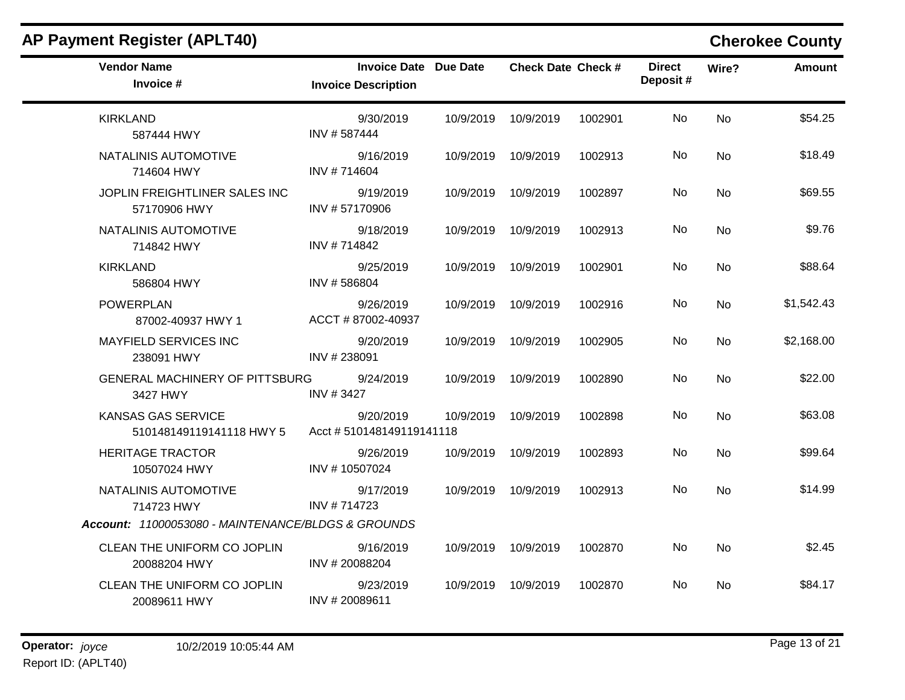## AP Payment Register (APLT40)

## Cherokee County

| Vendor Name / Invoice # | Invoice Date / Invoice Description | Due Date | Check Date | Check # | Direct Deposit # | Wire? | Amount |
|---|---|---|---|---|---|---|---|
| KIRKLAND<br>587444 HWY | 9/30/2019<br>INV # 587444 | 10/9/2019 | 10/9/2019 | 1002901 | No | No | $54.25 |
| NATALINIS AUTOMOTIVE<br>714604 HWY | 9/16/2019<br>INV # 714604 | 10/9/2019 | 10/9/2019 | 1002913 | No | No | $18.49 |
| JOPLIN FREIGHTLINER SALES INC<br>57170906 HWY | 9/19/2019<br>INV # 57170906 | 10/9/2019 | 10/9/2019 | 1002897 | No | No | $69.55 |
| NATALINIS AUTOMOTIVE<br>714842 HWY | 9/18/2019<br>INV # 714842 | 10/9/2019 | 10/9/2019 | 1002913 | No | No | $9.76 |
| KIRKLAND<br>586804 HWY | 9/25/2019<br>INV # 586804 | 10/9/2019 | 10/9/2019 | 1002901 | No | No | $88.64 |
| POWERPLAN<br>87002-40937 HWY 1 | 9/26/2019<br>ACCT # 87002-40937 | 10/9/2019 | 10/9/2019 | 1002916 | No | No | $1,542.43 |
| MAYFIELD SERVICES INC<br>238091 HWY | 9/20/2019<br>INV # 238091 | 10/9/2019 | 10/9/2019 | 1002905 | No | No | $2,168.00 |
| GENERAL MACHINERY OF PITTSBURG<br>3427 HWY | 9/24/2019<br>INV # 3427 | 10/9/2019 | 10/9/2019 | 1002890 | No | No | $22.00 |
| KANSAS GAS SERVICE<br>510148149119141118 HWY 5 | 9/20/2019<br>Acct # 510148149119141118 | 10/9/2019 | 10/9/2019 | 1002898 | No | No | $63.08 |
| HERITAGE TRACTOR<br>10507024 HWY | 9/26/2019<br>INV # 10507024 | 10/9/2019 | 10/9/2019 | 1002893 | No | No | $99.64 |
| NATALINIS AUTOMOTIVE<br>714723 HWY | 9/17/2019<br>INV # 714723 | 10/9/2019 | 10/9/2019 | 1002913 | No | No | $14.99 |
| ***Account:** 11000053080 - MAINTENANCE/BLDGS & GROUNDS* | | | | | | | |
| CLEAN THE UNIFORM CO JOPLIN<br>20088204 HWY | 9/16/2019<br>INV # 20088204 | 10/9/2019 | 10/9/2019 | 1002870 | No | No | $2.45 |
| CLEAN THE UNIFORM CO JOPLIN<br>20089611 HWY | 9/23/2019<br>INV # 20089611 | 10/9/2019 | 10/9/2019 | 1002870 | No | No | $84.17 |

**Operator:** *joyce* 10/2/2019 10:05:44 AM
Report ID: (APLT40)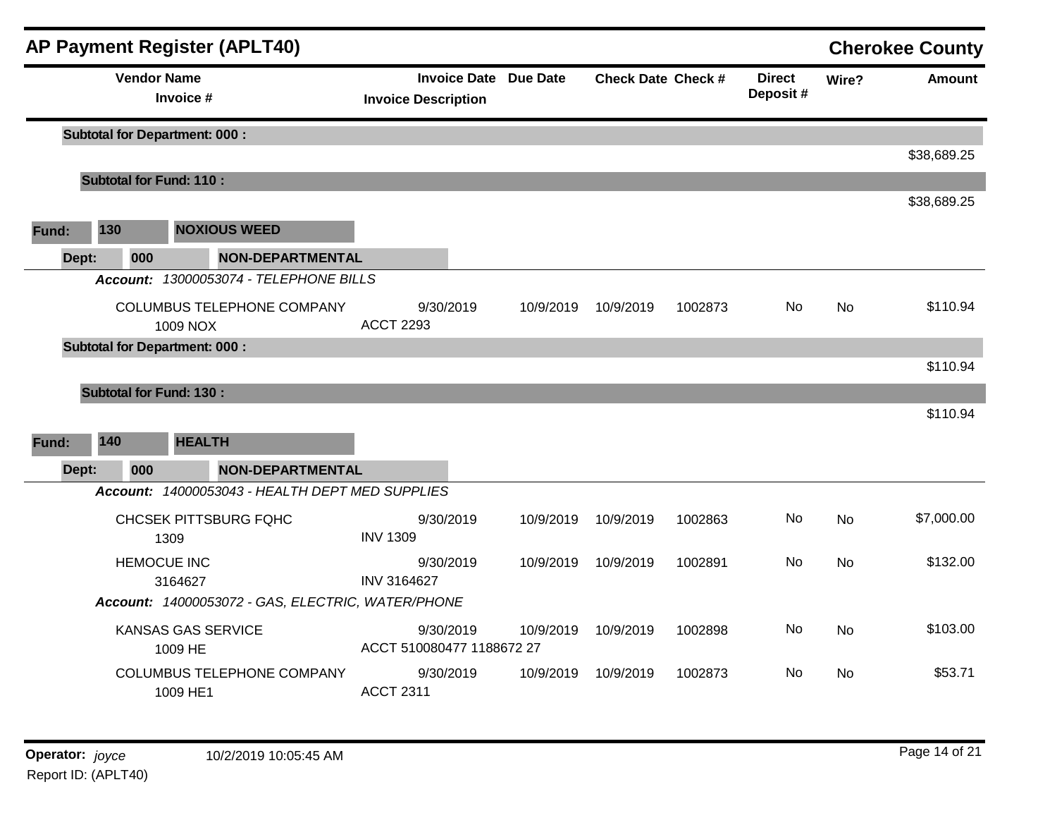# AP Payment Register (APLT40)

**Cherokee County**

| Vendor Name / Invoice # | Invoice Date / Invoice Description | Due Date | Check Date | Check # | Direct Deposit # | Wire? | Amount |
|---|---|---|---|---|---|---|---|
| **Subtotal for Department: 000 :** | | | | | | | $38,689.25 |
| **Subtotal for Fund: 110 :** | | | | | | | $38,689.25 |

**Fund:** 130 **NOXIOUS WEED**

**Dept:** 000 **NON-DEPARTMENTAL**

***Account:*** *13000053074 - TELEPHONE BILLS*

| Vendor Name / Invoice # | Invoice Date / Invoice Description | Due Date | Check Date | Check # | Direct Deposit # | Wire? | Amount |
|---|---|---|---|---|---|---|---|
| COLUMBUS TELEPHONE COMPANY / 1009 NOX | 9/30/2019 / ACCT 2293 | 10/9/2019 | 10/9/2019 | 1002873 | No | No | $110.94 |
| **Subtotal for Department: 000 :** | | | | | | | $110.94 |
| **Subtotal for Fund: 130 :** | | | | | | | $110.94 |

**Fund:** 140 **HEALTH**

**Dept:** 000 **NON-DEPARTMENTAL**

***Account:*** *14000053043 - HEALTH DEPT MED SUPPLIES*

| Vendor Name / Invoice # | Invoice Date / Invoice Description | Due Date | Check Date | Check # | Direct Deposit # | Wire? | Amount |
|---|---|---|---|---|---|---|---|
| CHCSEK PITTSBURG FQHC / 1309 | 9/30/2019 / INV 1309 | 10/9/2019 | 10/9/2019 | 1002863 | No | No | $7,000.00 |
| HEMOCUE INC / 3164627 | 9/30/2019 / INV 3164627 | 10/9/2019 | 10/9/2019 | 1002891 | No | No | $132.00 |

***Account:*** *14000053072 - GAS, ELECTRIC, WATER/PHONE*

| Vendor Name / Invoice # | Invoice Date / Invoice Description | Due Date | Check Date | Check # | Direct Deposit # | Wire? | Amount |
|---|---|---|---|---|---|---|---|
| KANSAS GAS SERVICE / 1009 HE | 9/30/2019 / ACCT 510080477 1188672 27 | 10/9/2019 | 10/9/2019 | 1002898 | No | No | $103.00 |
| COLUMBUS TELEPHONE COMPANY / 1009 HE1 | 9/30/2019 / ACCT 2311 | 10/9/2019 | 10/9/2019 | 1002873 | No | No | $53.71 |

**Operator:** *joyce* 10/2/2019 10:05:45 AM

Report ID: (APLT40)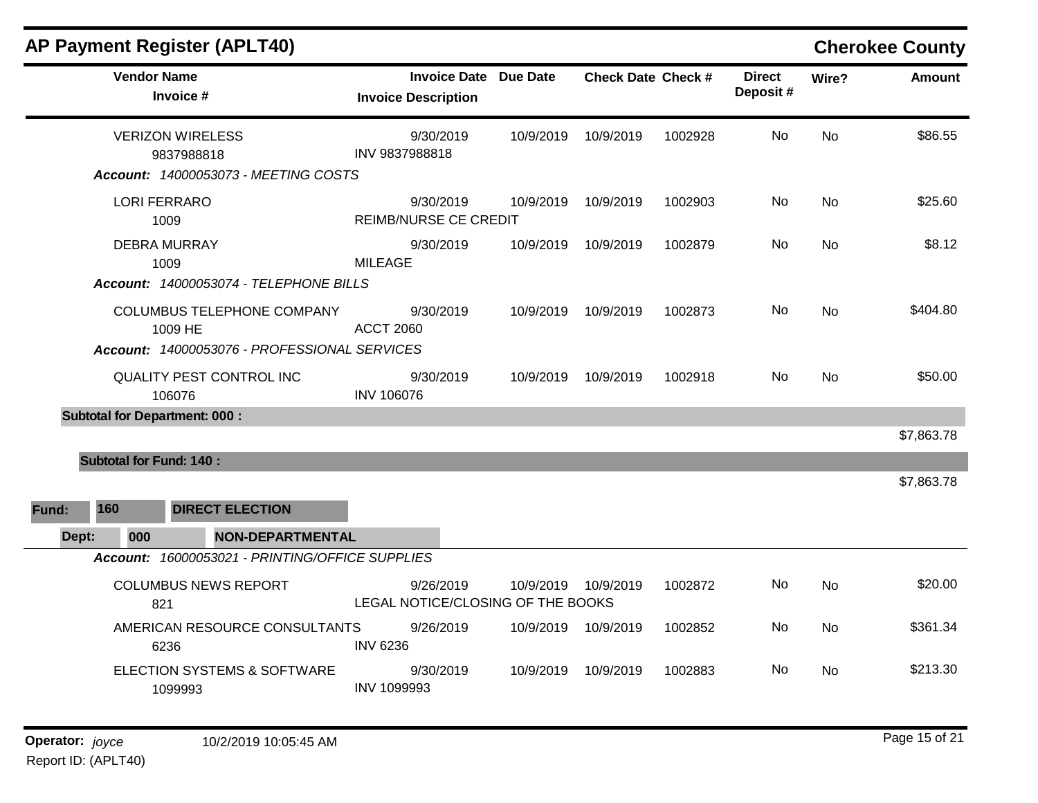## AP Payment Register (APLT40) — Cherokee County

| Vendor Name / Invoice # | Invoice Date / Invoice Description | Due Date | Check Date | Check # | Direct Deposit # | Wire? | Amount |
|---|---|---|---|---|---|---|---|
| VERIZON WIRELESS<br>9837988818 | 9/30/2019<br>INV 9837988818 | 10/9/2019 | 10/9/2019 | 1002928 | No | No | $86.55 |
| ***Account:*** ***14000053073 - MEETING COSTS*** | | | | | | | |
| LORI FERRARO<br>1009 | 9/30/2019<br>REIMB/NURSE CE CREDIT | 10/9/2019 | 10/9/2019 | 1002903 | No | No | $25.60 |
| DEBRA MURRAY<br>1009 | 9/30/2019<br>MILEAGE | 10/9/2019 | 10/9/2019 | 1002879 | No | No | $8.12 |
| ***Account:*** ***14000053074 - TELEPHONE BILLS*** | | | | | | | |
| COLUMBUS TELEPHONE COMPANY<br>1009 HE | 9/30/2019<br>ACCT 2060 | 10/9/2019 | 10/9/2019 | 1002873 | No | No | $404.80 |
| ***Account:*** ***14000053076 - PROFESSIONAL SERVICES*** | | | | | | | |
| QUALITY PEST CONTROL INC<br>106076 | 9/30/2019<br>INV 106076 | 10/9/2019 | 10/9/2019 | 1002918 | No | No | $50.00 |
| **Subtotal for Department: 000 :** | | | | | | | $7,863.78 |
| **Subtotal for Fund: 140 :** | | | | | | | $7,863.78 |

**Fund: 160 DIRECT ELECTION**

**Dept: 000 NON-DEPARTMENTAL**

| Vendor Name / Invoice # | Invoice Date / Invoice Description | Due Date | Check Date | Check # | Direct Deposit # | Wire? | Amount |
|---|---|---|---|---|---|---|---|
| ***Account:*** ***16000053021 - PRINTING/OFFICE SUPPLIES*** | | | | | | | |
| COLUMBUS NEWS REPORT<br>821 | 9/26/2019<br>LEGAL NOTICE/CLOSING OF THE BOOKS | 10/9/2019 | 10/9/2019 | 1002872 | No | No | $20.00 |
| AMERICAN RESOURCE CONSULTANTS<br>6236 | 9/26/2019<br>INV 6236 | 10/9/2019 | 10/9/2019 | 1002852 | No | No | $361.34 |
| ELECTION SYSTEMS & SOFTWARE<br>1099993 | 9/30/2019<br>INV 1099993 | 10/9/2019 | 10/9/2019 | 1002883 | No | No | $213.30 |

**Operator:** *joyce* 10/2/2019 10:05:45 AM
Report ID: (APLT40)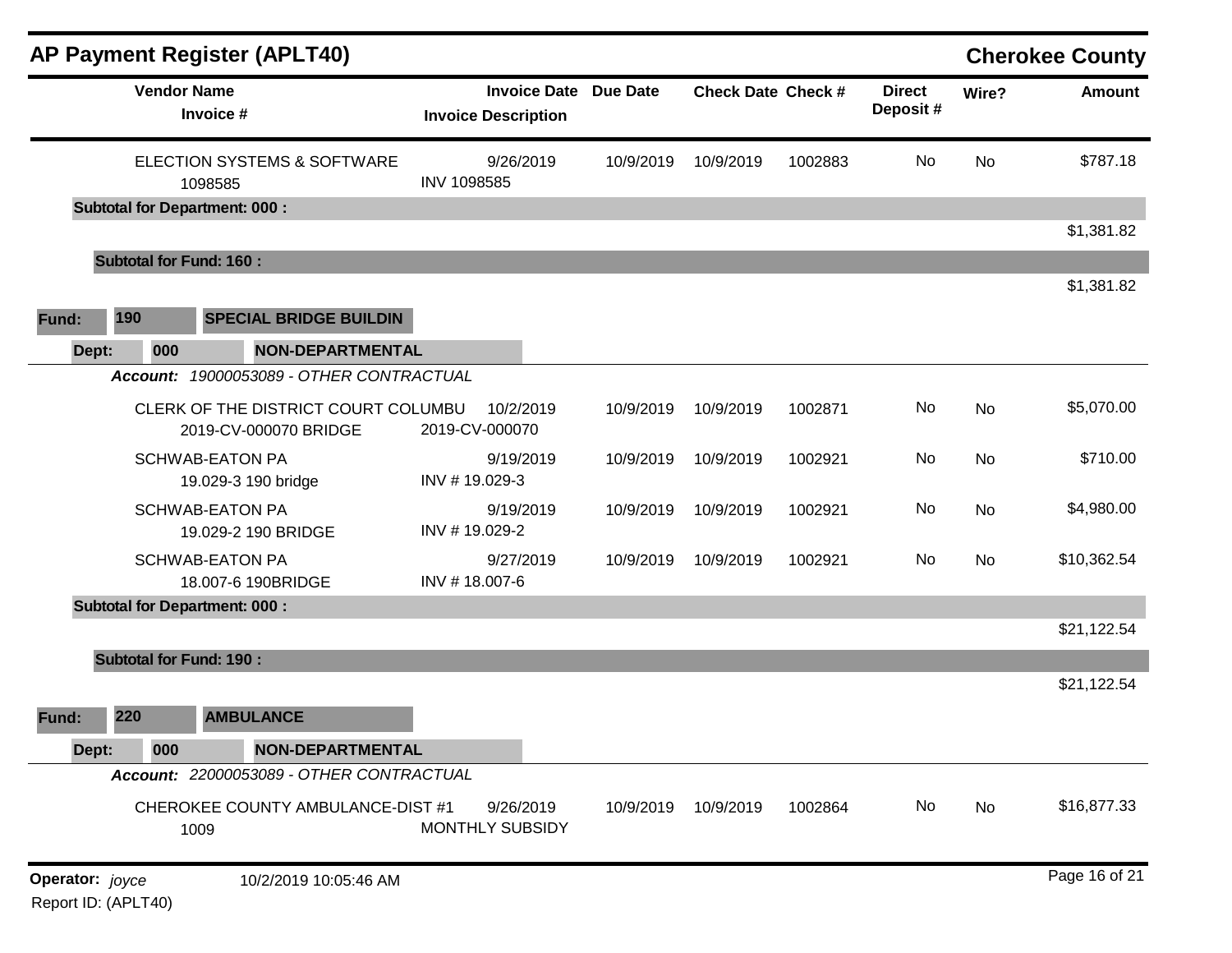## AP Payment Register (APLT40)

**Cherokee County**

| Vendor Name / Invoice # | Invoice Date / Invoice Description | Due Date | Check Date | Check # | Direct Deposit # | Wire? | Amount |
|---|---|---|---|---|---|---|---|
| ELECTION SYSTEMS & SOFTWARE<br>1098585 | 9/26/2019<br>INV 1098585 | 10/9/2019 | 10/9/2019 | 1002883 | No | No | $787.18 |
| **Subtotal for Department: 000 :** | | | | | | | $1,381.82 |
| **Subtotal for Fund: 160 :** | | | | | | | $1,381.82 |

**Fund:** 190 **SPECIAL BRIDGE BUILDIN**

**Dept:** 000 **NON-DEPARTMENTAL**

***Account:*** *19000053089 - OTHER CONTRACTUAL*

| Vendor Name / Invoice # | Invoice Date / Invoice Description | Due Date | Check Date | Check # | Direct Deposit # | Wire? | Amount |
|---|---|---|---|---|---|---|---|
| CLERK OF THE DISTRICT COURT COLUMBU<br>2019-CV-000070 BRIDGE | 10/2/2019<br>2019-CV-000070 | 10/9/2019 | 10/9/2019 | 1002871 | No | No | $5,070.00 |
| SCHWAB-EATON PA<br>19.029-3 190 bridge | 9/19/2019<br>INV # 19.029-3 | 10/9/2019 | 10/9/2019 | 1002921 | No | No | $710.00 |
| SCHWAB-EATON PA<br>19.029-2 190 BRIDGE | 9/19/2019<br>INV # 19.029-2 | 10/9/2019 | 10/9/2019 | 1002921 | No | No | $4,980.00 |
| SCHWAB-EATON PA<br>18.007-6 190BRIDGE | 9/27/2019<br>INV # 18.007-6 | 10/9/2019 | 10/9/2019 | 1002921 | No | No | $10,362.54 |
| **Subtotal for Department: 000 :** | | | | | | | $21,122.54 |
| **Subtotal for Fund: 190 :** | | | | | | | $21,122.54 |

**Fund:** 220 **AMBULANCE**

**Dept:** 000 **NON-DEPARTMENTAL**

***Account:*** *22000053089 - OTHER CONTRACTUAL*

| Vendor Name / Invoice # | Invoice Date / Invoice Description | Due Date | Check Date | Check # | Direct Deposit # | Wire? | Amount |
|---|---|---|---|---|---|---|---|
| CHEROKEE COUNTY AMBULANCE-DIST #1<br>1009 | 9/26/2019<br>MONTHLY SUBSIDY | 10/9/2019 | 10/9/2019 | 1002864 | No | No | $16,877.33 |

**Operator:** *joyce* 10/2/2019 10:05:46 AM

Report ID: (APLT40)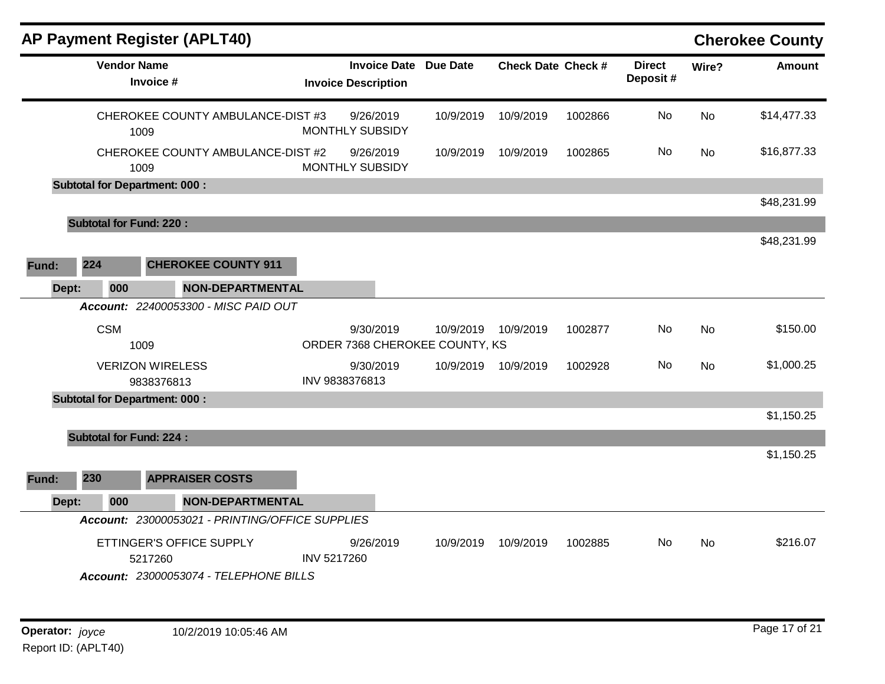## AP Payment Register (APLT40)

**Cherokee County**

| Vendor Name / Invoice # | Invoice Date / Invoice Description | Due Date | Check Date | Check # | Direct Deposit # | Wire? | Amount |
|---|---|---|---|---|---|---|---|
| CHEROKEE COUNTY AMBULANCE-DIST #3<br>1009 | 9/26/2019<br>MONTHLY SUBSIDY | 10/9/2019 | 10/9/2019 | 1002866 | No | No | $14,477.33 |
| CHEROKEE COUNTY AMBULANCE-DIST #2<br>1009 | 9/26/2019<br>MONTHLY SUBSIDY | 10/9/2019 | 10/9/2019 | 1002865 | No | No | $16,877.33 |
| **Subtotal for Department: 000 :** | | | | | | | $48,231.99 |
| **Subtotal for Fund: 220 :** | | | | | | | $48,231.99 |

**Fund: 224 CHEROKEE COUNTY 911**

**Dept: 000 NON-DEPARTMENTAL**

***Account:*** *22400053300 - MISC PAID OUT*

| Vendor Name / Invoice # | Invoice Date / Invoice Description | Due Date | Check Date | Check # | Direct Deposit # | Wire? | Amount |
|---|---|---|---|---|---|---|---|
| CSM<br>1009 | 9/30/2019<br>ORDER 7368 CHEROKEE COUNTY, KS | 10/9/2019 | 10/9/2019 | 1002877 | No | No | $150.00 |
| VERIZON WIRELESS<br>9838376813 | 9/30/2019<br>INV 9838376813 | 10/9/2019 | 10/9/2019 | 1002928 | No | No | $1,000.25 |
| **Subtotal for Department: 000 :** | | | | | | | $1,150.25 |
| **Subtotal for Fund: 224 :** | | | | | | | $1,150.25 |

**Fund: 230 APPRAISER COSTS**

**Dept: 000 NON-DEPARTMENTAL**

***Account:*** *23000053021 - PRINTING/OFFICE SUPPLIES*

| Vendor Name / Invoice # | Invoice Date / Invoice Description | Due Date | Check Date | Check # | Direct Deposit # | Wire? | Amount |
|---|---|---|---|---|---|---|---|
| ETTINGER'S OFFICE SUPPLY<br>5217260 | 9/26/2019<br>INV 5217260 | 10/9/2019 | 10/9/2019 | 1002885 | No | No | $216.07 |

***Account:*** *23000053074 - TELEPHONE BILLS*

**Operator:** *joyce* 10/2/2019 10:05:46 AM

Report ID: (APLT40)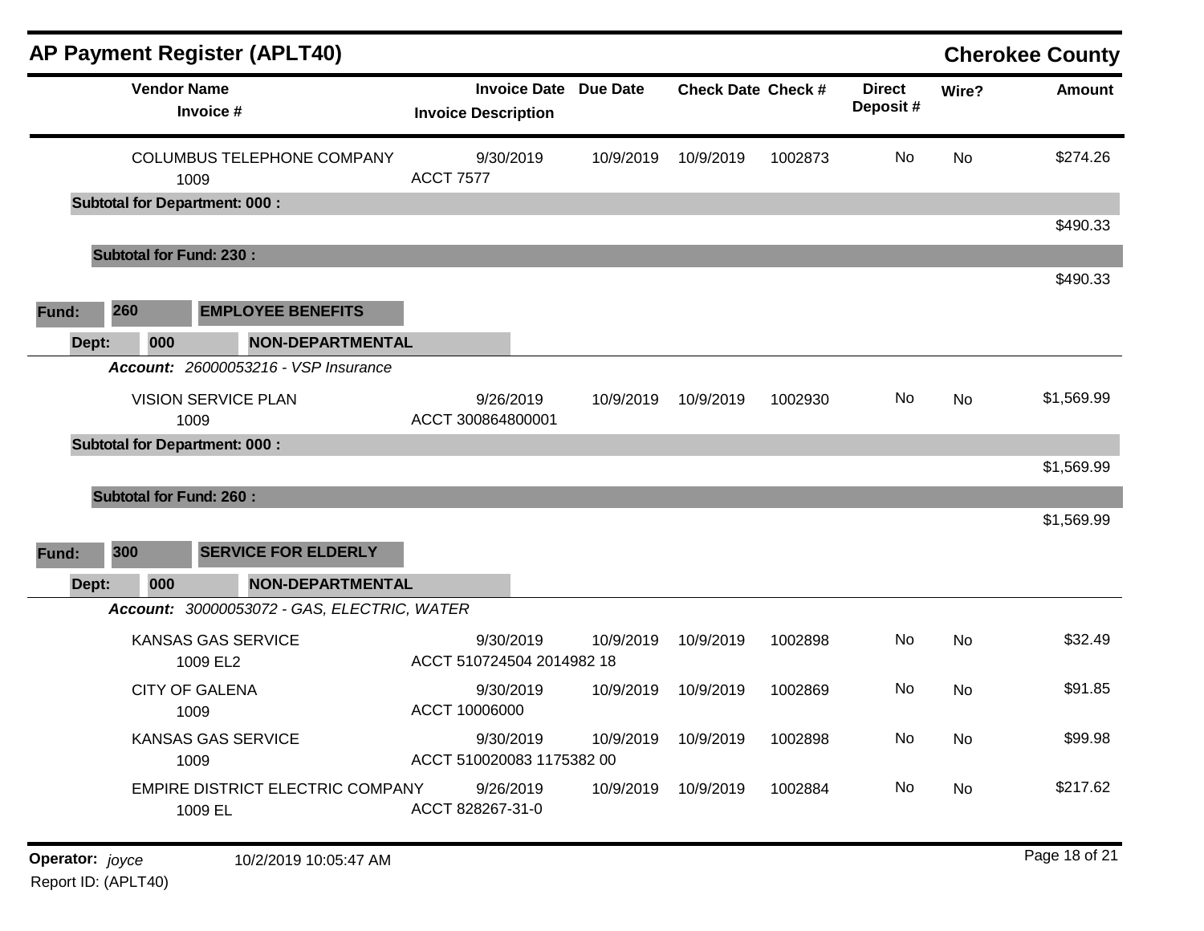## AP Payment Register (APLT40) — Cherokee County

| Vendor Name / Invoice # | Invoice Date / Invoice Description | Due Date | Check Date | Check # | Direct Deposit # | Wire? | Amount |
|---|---|---|---|---|---|---|---|
| COLUMBUS TELEPHONE COMPANY<br>1009 | 9/30/2019<br>ACCT 7577 | 10/9/2019 | 10/9/2019 | 1002873 | No | No | $274.26 |
| **Subtotal for Department: 000 :** | | | | | | | $490.33 |
| **Subtotal for Fund: 230 :** | | | | | | | $490.33 |

**Fund: 260 EMPLOYEE BENEFITS**

**Dept: 000 NON-DEPARTMENTAL**

***Account:*** *26000053216 - VSP Insurance*

| Vendor Name / Invoice # | Invoice Date / Invoice Description | Due Date | Check Date | Check # | Direct Deposit # | Wire? | Amount |
|---|---|---|---|---|---|---|---|
| VISION SERVICE PLAN<br>1009 | 9/26/2019<br>ACCT 300864800001 | 10/9/2019 | 10/9/2019 | 1002930 | No | No | $1,569.99 |
| **Subtotal for Department: 000 :** | | | | | | | $1,569.99 |
| **Subtotal for Fund: 260 :** | | | | | | | $1,569.99 |

**Fund: 300 SERVICE FOR ELDERLY**

**Dept: 000 NON-DEPARTMENTAL**

***Account:*** *30000053072 - GAS, ELECTRIC, WATER*

| Vendor Name / Invoice # | Invoice Date / Invoice Description | Due Date | Check Date | Check # | Direct Deposit # | Wire? | Amount |
|---|---|---|---|---|---|---|---|
| KANSAS GAS SERVICE<br>1009 EL2 | 9/30/2019<br>ACCT 510724504 2014982 18 | 10/9/2019 | 10/9/2019 | 1002898 | No | No | $32.49 |
| CITY OF GALENA<br>1009 | 9/30/2019<br>ACCT 10006000 | 10/9/2019 | 10/9/2019 | 1002869 | No | No | $91.85 |
| KANSAS GAS SERVICE<br>1009 | 9/30/2019<br>ACCT 510020083 1175382 00 | 10/9/2019 | 10/9/2019 | 1002898 | No | No | $99.98 |
| EMPIRE DISTRICT ELECTRIC COMPANY<br>1009 EL | 9/26/2019<br>ACCT 828267-31-0 | 10/9/2019 | 10/9/2019 | 1002884 | No | No | $217.62 |

**Operator:** *joyce* 10/2/2019 10:05:47 AM

Report ID: (APLT40)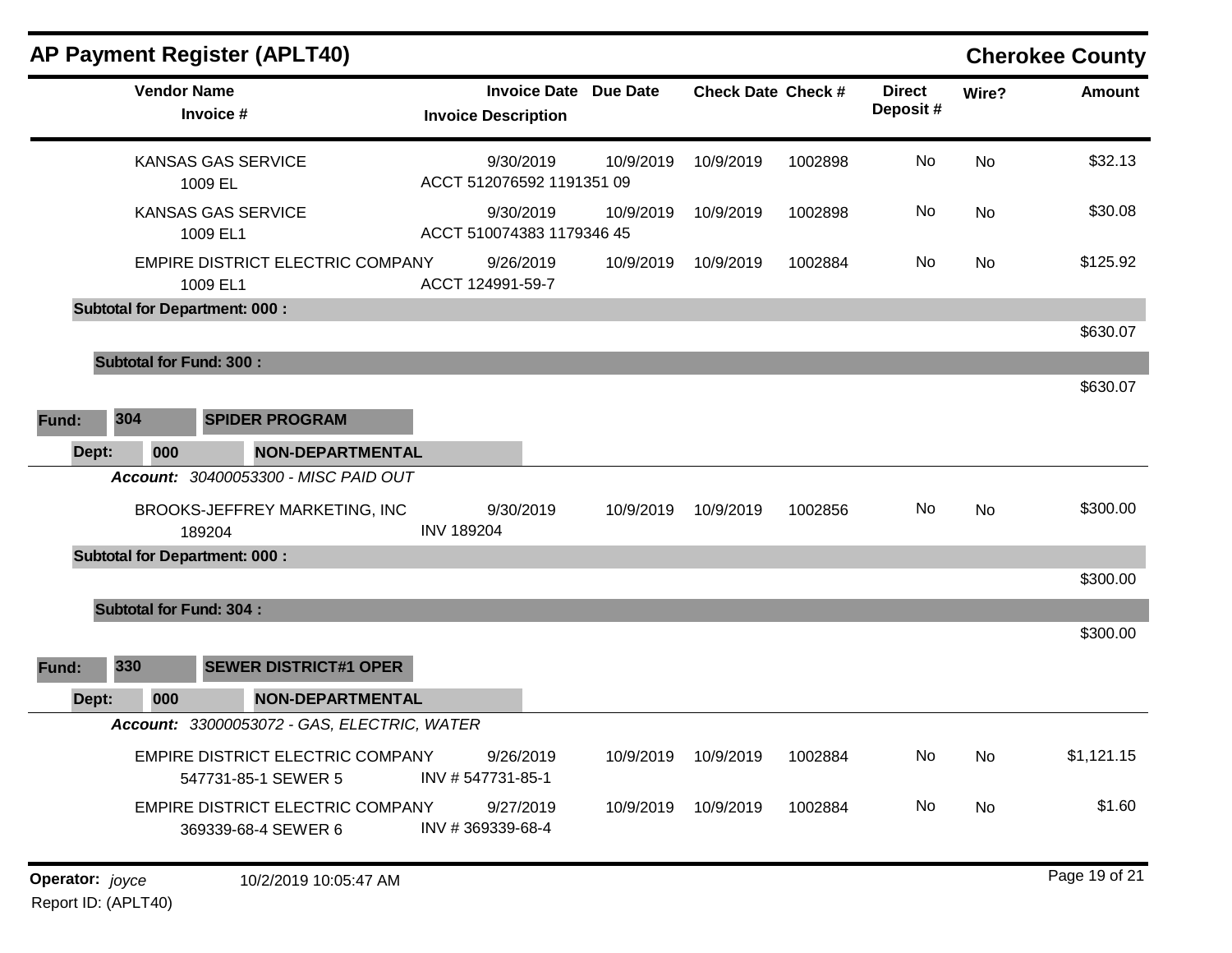## AP Payment Register (APLT40)

**Cherokee County**

| Vendor Name / Invoice # | Invoice Date / Invoice Description | Due Date | Check Date | Check # | Direct Deposit # | Wire? | Amount |
|---|---|---|---|---|---|---|---|
| KANSAS GAS SERVICE<br>1009 EL | 9/30/2019<br>ACCT 512076592 1191351 09 | 10/9/2019 | 10/9/2019 | 1002898 | No | No | $32.13 |
| KANSAS GAS SERVICE<br>1009 EL1 | 9/30/2019<br>ACCT 510074383 1179346 45 | 10/9/2019 | 10/9/2019 | 1002898 | No | No | $30.08 |
| EMPIRE DISTRICT ELECTRIC COMPANY<br>1009 EL1 | 9/26/2019<br>ACCT 124991-59-7 | 10/9/2019 | 10/9/2019 | 1002884 | No | No | $125.92 |
| **Subtotal for Department: 000 :** | | | | | | | $630.07 |
| **Subtotal for Fund: 300 :** | | | | | | | $630.07 |

**Fund:** 304 **SPIDER PROGRAM**

**Dept:** 000 **NON-DEPARTMENTAL**

***Account:*** *30400053300 - MISC PAID OUT*

| Vendor Name / Invoice # | Invoice Date / Invoice Description | Due Date | Check Date | Check # | Direct Deposit # | Wire? | Amount |
|---|---|---|---|---|---|---|---|
| BROOKS-JEFFREY MARKETING, INC<br>189204 | 9/30/2019<br>INV 189204 | 10/9/2019 | 10/9/2019 | 1002856 | No | No | $300.00 |
| **Subtotal for Department: 000 :** | | | | | | | $300.00 |
| **Subtotal for Fund: 304 :** | | | | | | | $300.00 |

**Fund:** 330 **SEWER DISTRICT#1 OPER**

**Dept:** 000 **NON-DEPARTMENTAL**

***Account:*** *33000053072 - GAS, ELECTRIC, WATER*

| Vendor Name / Invoice # | Invoice Date / Invoice Description | Due Date | Check Date | Check # | Direct Deposit # | Wire? | Amount |
|---|---|---|---|---|---|---|---|
| EMPIRE DISTRICT ELECTRIC COMPANY<br>547731-85-1 SEWER 5 | 9/26/2019<br>INV # 547731-85-1 | 10/9/2019 | 10/9/2019 | 1002884 | No | No | $1,121.15 |
| EMPIRE DISTRICT ELECTRIC COMPANY<br>369339-68-4 SEWER 6 | 9/27/2019<br>INV # 369339-68-4 | 10/9/2019 | 10/9/2019 | 1002884 | No | No | $1.60 |

**Operator:** *joyce* 10/2/2019 10:05:47 AM

Report ID: (APLT40)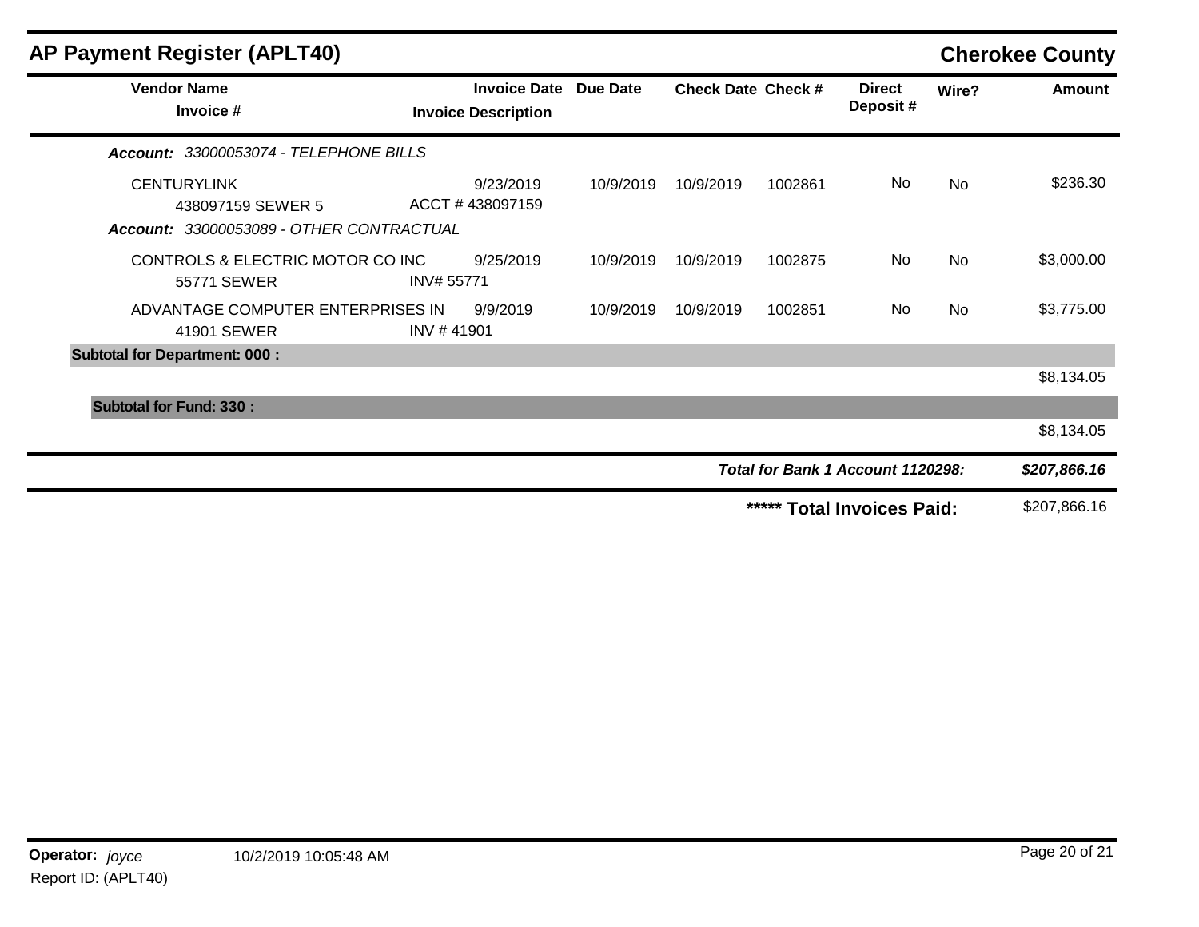## AP Payment Register (APLT40)

**Cherokee County**

| Vendor Name / Invoice # | Invoice Date / Invoice Description | Due Date | Check Date | Check # | Direct Deposit # | Wire? | Amount |
|---|---|---|---|---|---|---|---|
| ***Account: 33000053074 - TELEPHONE BILLS*** | | | | | | | |
| CENTURYLINK<br>438097159 SEWER 5 | 9/23/2019<br>ACCT # 438097159 | 10/9/2019 | 10/9/2019 | 1002861 | No | No | $236.30 |
| ***Account: 33000053089 - OTHER CONTRACTUAL*** | | | | | | | |
| CONTROLS & ELECTRIC MOTOR CO INC<br>55771 SEWER | 9/25/2019<br>INV# 55771 | 10/9/2019 | 10/9/2019 | 1002875 | No | No | $3,000.00 |
| ADVANTAGE COMPUTER ENTERPRISES IN<br>41901 SEWER | 9/9/2019<br>INV # 41901 | 10/9/2019 | 10/9/2019 | 1002851 | No | No | $3,775.00 |
| **Subtotal for Department: 000 :** | | | | | | | $8,134.05 |
| **Subtotal for Fund: 330 :** | | | | | | | $8,134.05 |
| | | | | | ***Total for Bank 1 Account 1120298:*** | | ***$207,866.16*** |
| | | | | | **\*\*\*\*\* Total Invoices Paid:** | | $207,866.16 |

**Operator:** *joyce* 10/2/2019 10:05:48 AM

Report ID: (APLT40)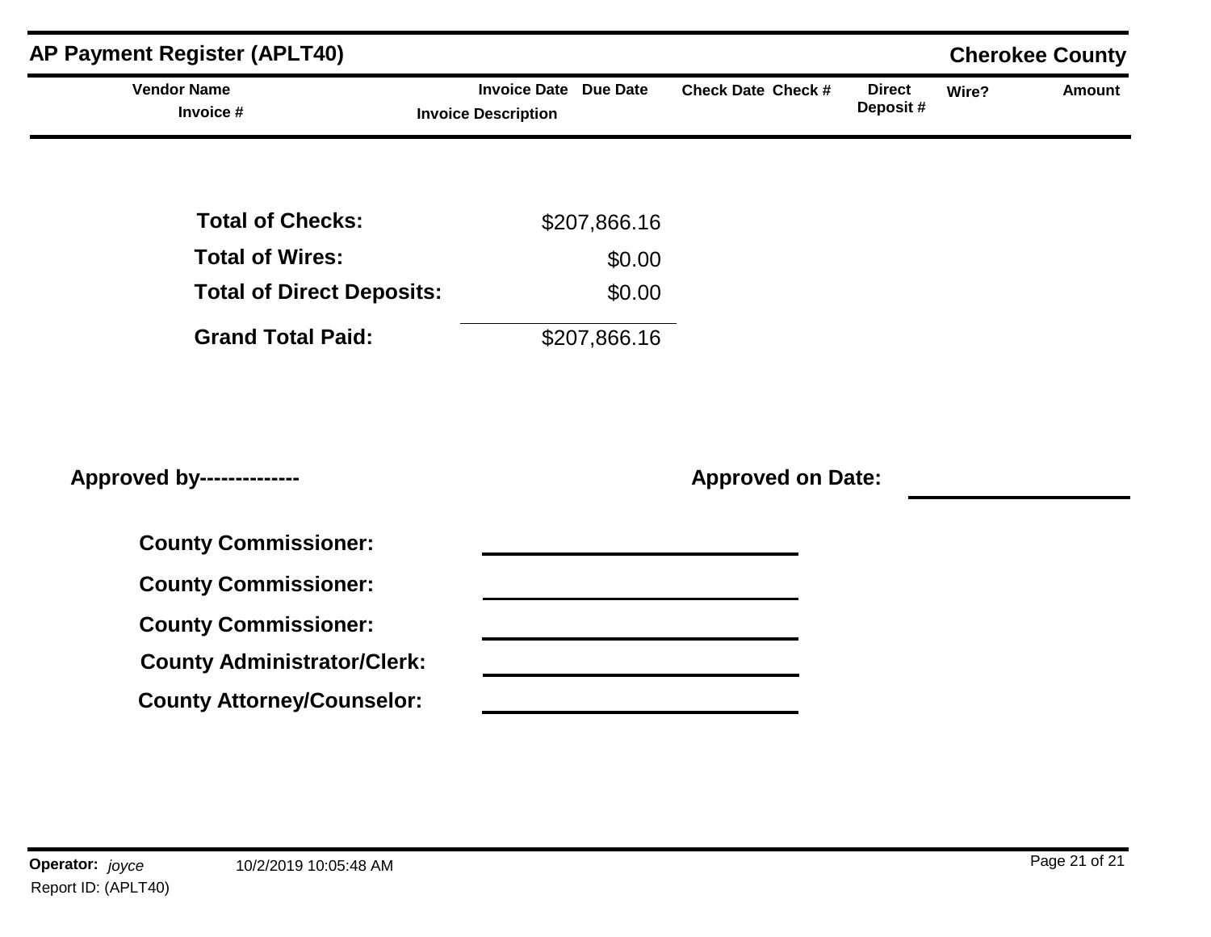## AP Payment Register (APLT40)

**Cherokee County**

| Vendor Name / Invoice # | Invoice Date / Invoice Description | Due Date | Check Date | Check # | Direct Deposit # | Wire? | Amount |
|---|---|---|---|---|---|---|---|

| | |
|---|---|
| **Total of Checks:** | $207,866.16 |
| **Total of Wires:** | $0.00 |
| **Total of Direct Deposits:** | $0.00 |
| **Grand Total Paid:** | $207,866.16 |

**Approved by--------------**

**Approved on Date:** ____________________

**County Commissioner:** ____________________

**County Commissioner:** ____________________

**County Commissioner:** ____________________

**County Administrator/Clerk:** ____________________

**County Attorney/Counselor:** ____________________

**Operator:** *joyce* 10/2/2019 10:05:48 AM

Report ID: (APLT40)